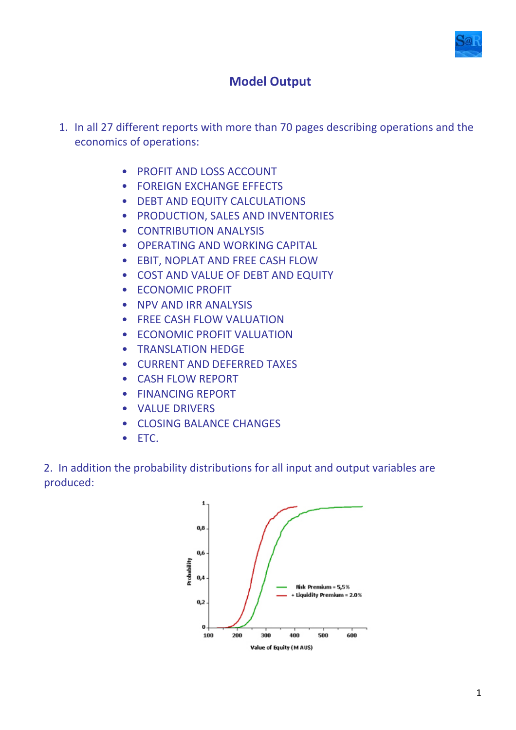# Model Output

1. In all 27 different reports with more than 70 pages describing operations and the economics of operations:

   - PROFIT AND LOSS ACCOUNT
   - FOREIGN EXCHANGE EFFECTS
   - DEBT AND EQUITY CALCULATIONS
   - PRODUCTION, SALES AND INVENTORIES
   - CONTRIBUTION ANALYSIS
   - OPERATING AND WORKING CAPITAL
   - EBIT, NOPLAT AND FREE CASH FLOW
   - COST AND VALUE OF DEBT AND EQUITY
   - ECONOMIC PROFIT
   - NPV AND IRR ANALYSIS
   - FREE CASH FLOW VALUATION
   - ECONOMIC PROFIT VALUATION
   - TRANSLATION HEDGE
   - CURRENT AND DEFERRED TAXES
   - CASH FLOW REPORT
   - FINANCING REPORT
   - VALUE DRIVERS
   - CLOSING BALANCE CHANGES
   - ETC.

2. In addition the probability distributions for all input and output variables are produced: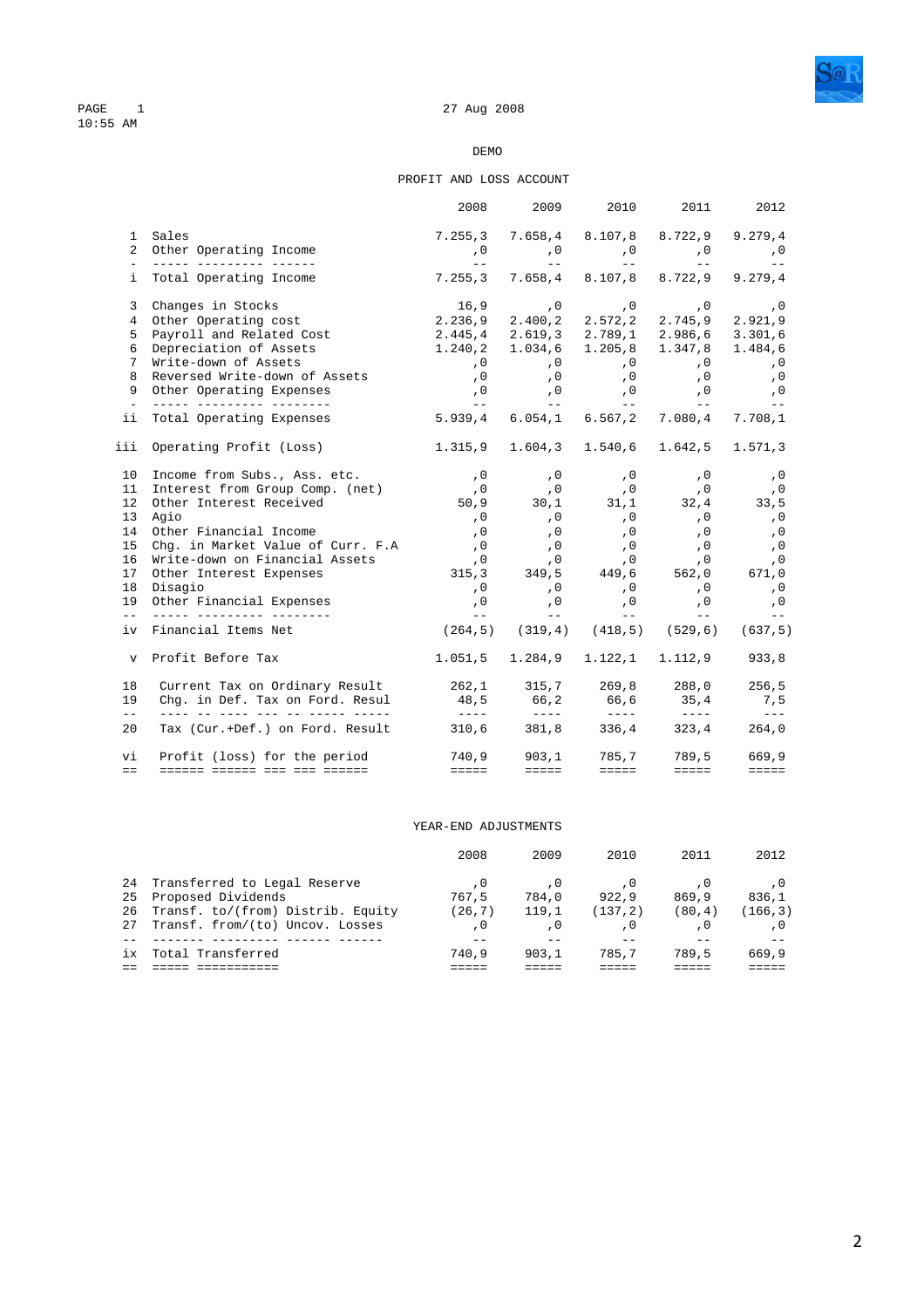PAGE 1 — 27 Aug 2008
10:55 AM

DEMO

## PROFIT AND LOSS ACCOUNT

| | | 2008 | 2009 | 2010 | 2011 | 2012 |
|---|---|---|---|---|---|---|
| 1 | Sales | 7.255,3 | 7.658,4 | 8.107,8 | 8.722,9 | 9.279,4 |
| 2 | Other Operating Income | ,0 | ,0 | ,0 | ,0 | ,0 |
| i | Total Operating Income | 7.255,3 | 7.658,4 | 8.107,8 | 8.722,9 | 9.279,4 |
| 3 | Changes in Stocks | 16,9 | ,0 | ,0 | ,0 | ,0 |
| 4 | Other Operating cost | 2.236,9 | 2.400,2 | 2.572,2 | 2.745,9 | 2.921,9 |
| 5 | Payroll and Related Cost | 2.445,4 | 2.619,3 | 2.789,1 | 2.986,6 | 3.301,6 |
| 6 | Depreciation of Assets | 1.240,2 | 1.034,6 | 1.205,8 | 1.347,8 | 1.484,6 |
| 7 | Write-down of Assets | ,0 | ,0 | ,0 | ,0 | ,0 |
| 8 | Reversed Write-down of Assets | ,0 | ,0 | ,0 | ,0 | ,0 |
| 9 | Other Operating Expenses | ,0 | ,0 | ,0 | ,0 | ,0 |
| ii | Total Operating Expenses | 5.939,4 | 6.054,1 | 6.567,2 | 7.080,4 | 7.708,1 |
| iii | Operating Profit (Loss) | 1.315,9 | 1.604,3 | 1.540,6 | 1.642,5 | 1.571,3 |
| 10 | Income from Subs., Ass. etc. | ,0 | ,0 | ,0 | ,0 | ,0 |
| 11 | Interest from Group Comp. (net) | ,0 | ,0 | ,0 | ,0 | ,0 |
| 12 | Other Interest Received | 50,9 | 30,1 | 31,1 | 32,4 | 33,5 |
| 13 | Agio | ,0 | ,0 | ,0 | ,0 | ,0 |
| 14 | Other Financial Income | ,0 | ,0 | ,0 | ,0 | ,0 |
| 15 | Chg. in Market Value of Curr. F.A | ,0 | ,0 | ,0 | ,0 | ,0 |
| 16 | Write-down on Financial Assets | ,0 | ,0 | ,0 | ,0 | ,0 |
| 17 | Other Interest Expenses | 315,3 | 349,5 | 449,6 | 562,0 | 671,0 |
| 18 | Disagio | ,0 | ,0 | ,0 | ,0 | ,0 |
| 19 | Other Financial Expenses | ,0 | ,0 | ,0 | ,0 | ,0 |
| iv | Financial Items Net | (264,5) | (319,4) | (418,5) | (529,6) | (637,5) |
| v | Profit Before Tax | 1.051,5 | 1.284,9 | 1.122,1 | 1.112,9 | 933,8 |
| 18 | Current Tax on Ordinary Result | 262,1 | 315,7 | 269,8 | 288,0 | 256,5 |
| 19 | Chg. in Def. Tax on Ford. Resul | 48,5 | 66,2 | 66,6 | 35,4 | 7,5 |
| 20 | Tax (Cur.+Def.) on Ford. Result | 310,6 | 381,8 | 336,4 | 323,4 | 264,0 |
| vi | Profit (loss) for the period | 740,9 | 903,1 | 785,7 | 789,5 | 669,9 |

## YEAR-END ADJUSTMENTS

| | | 2008 | 2009 | 2010 | 2011 | 2012 |
|---|---|---|---|---|---|---|
| 24 | Transferred to Legal Reserve | ,0 | ,0 | ,0 | ,0 | ,0 |
| 25 | Proposed Dividends | 767,5 | 784,0 | 922,9 | 869,9 | 836,1 |
| 26 | Transf. to/(from) Distrib. Equity | (26,7) | 119,1 | (137,2) | (80,4) | (166,3) |
| 27 | Transf. from/(to) Uncov. Losses | ,0 | ,0 | ,0 | ,0 | ,0 |
| ix | Total Transferred | 740,9 | 903,1 | 785,7 | 789,5 | 669,9 |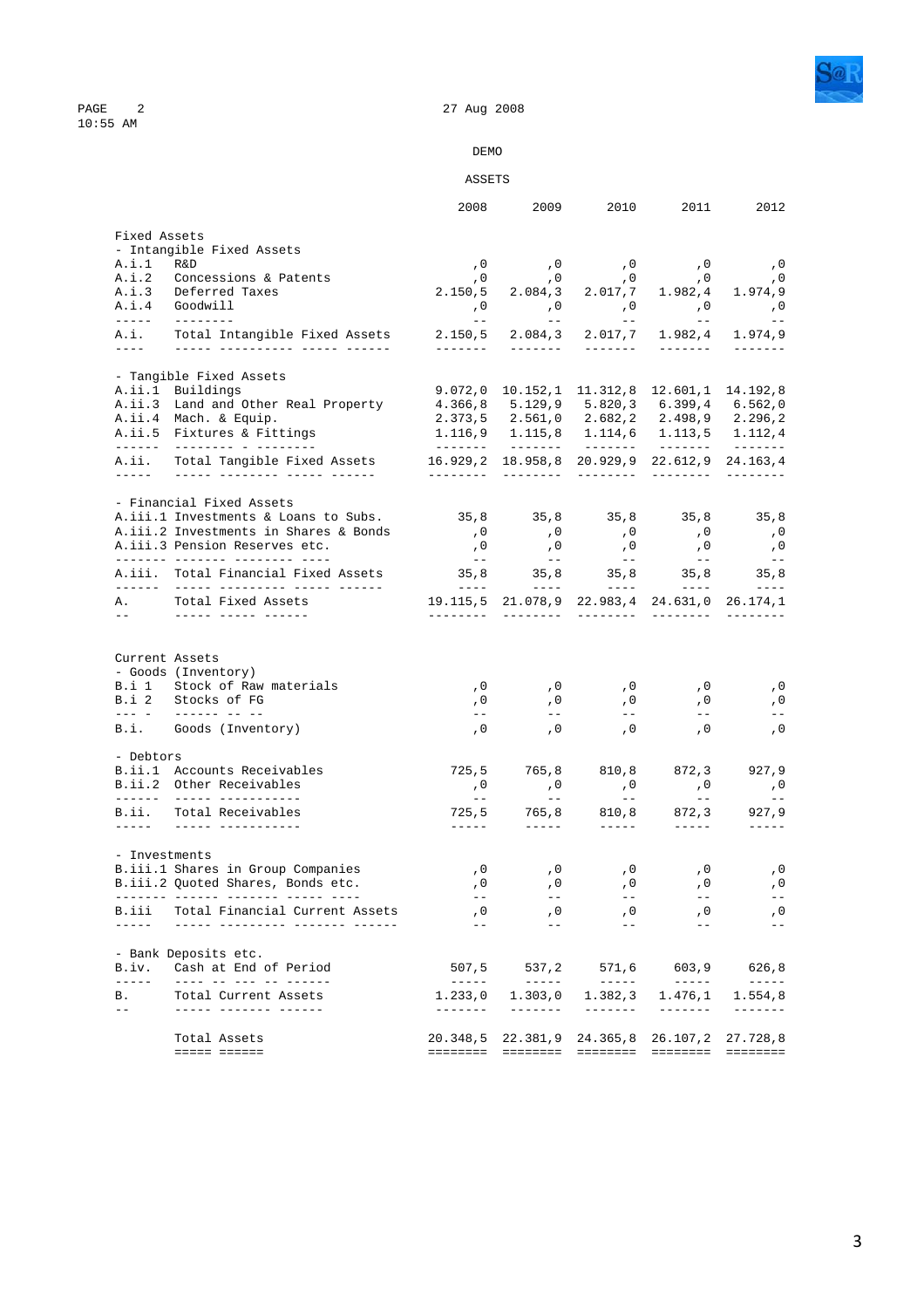DEMO

ASSETS

| | | 2008 | 2009 | 2010 | 2011 | 2012 |
|---|---|---|---|---|---|---|
| **Fixed Assets** | | | | | | |
| - Intangible Fixed Assets | | | | | | |
| A.i.1 | R&D | ,0 | ,0 | ,0 | ,0 | ,0 |
| A.i.2 | Concessions & Patents | ,0 | ,0 | ,0 | ,0 | ,0 |
| A.i.3 | Deferred Taxes | 2.150,5 | 2.084,3 | 2.017,7 | 1.982,4 | 1.974,9 |
| A.i.4 | Goodwill | ,0 | ,0 | ,0 | ,0 | ,0 |
| A.i. | Total Intangible Fixed Assets | 2.150,5 | 2.084,3 | 2.017,7 | 1.982,4 | 1.974,9 |
| - Tangible Fixed Assets | | | | | | |
| A.ii.1 | Buildings | 9.072,0 | 10.152,1 | 11.312,8 | 12.601,1 | 14.192,8 |
| A.ii.3 | Land and Other Real Property | 4.366,8 | 5.129,9 | 5.820,3 | 6.399,4 | 6.562,0 |
| A.ii.4 | Mach. & Equip. | 2.373,5 | 2.561,0 | 2.682,2 | 2.498,9 | 2.296,2 |
| A.ii.5 | Fixtures & Fittings | 1.116,9 | 1.115,8 | 1.114,6 | 1.113,5 | 1.112,4 |
| A.ii. | Total Tangible Fixed Assets | 16.929,2 | 18.958,8 | 20.929,9 | 22.612,9 | 24.163,4 |
| - Financial Fixed Assets | | | | | | |
| A.iii.1 | Investments & Loans to Subs. | 35,8 | 35,8 | 35,8 | 35,8 | 35,8 |
| A.iii.2 | Investments in Shares & Bonds | ,0 | ,0 | ,0 | ,0 | ,0 |
| A.iii.3 | Pension Reserves etc. | ,0 | ,0 | ,0 | ,0 | ,0 |
| A.iii. | Total Financial Fixed Assets | 35,8 | 35,8 | 35,8 | 35,8 | 35,8 |
| A. | Total Fixed Assets | 19.115,5 | 21.078,9 | 22.983,4 | 24.631,0 | 26.174,1 |
| **Current Assets** | | | | | | |
| - Goods (Inventory) | | | | | | |
| B.i 1 | Stock of Raw materials | ,0 | ,0 | ,0 | ,0 | ,0 |
| B.i 2 | Stocks of FG | ,0 | ,0 | ,0 | ,0 | ,0 |
| B.i. | Goods (Inventory) | ,0 | ,0 | ,0 | ,0 | ,0 |
| - Debtors | | | | | | |
| B.ii.1 | Accounts Receivables | 725,5 | 765,8 | 810,8 | 872,3 | 927,9 |
| B.ii.2 | Other Receivables | ,0 | ,0 | ,0 | ,0 | ,0 |
| B.ii. | Total Receivables | 725,5 | 765,8 | 810,8 | 872,3 | 927,9 |
| - Investments | | | | | | |
| B.iii.1 | Shares in Group Companies | ,0 | ,0 | ,0 | ,0 | ,0 |
| B.iii.2 | Quoted Shares, Bonds etc. | ,0 | ,0 | ,0 | ,0 | ,0 |
| B.iii | Total Financial Current Assets | ,0 | ,0 | ,0 | ,0 | ,0 |
| - Bank Deposits etc. | | | | | | |
| B.iv. | Cash at End of Period | 507,5 | 537,2 | 571,6 | 603,9 | 626,8 |
| B. | Total Current Assets | 1.233,0 | 1.303,0 | 1.382,3 | 1.476,1 | 1.554,8 |
| | **Total Assets** | **20.348,5** | **22.381,9** | **24.365,8** | **26.107,2** | **27.728,8** |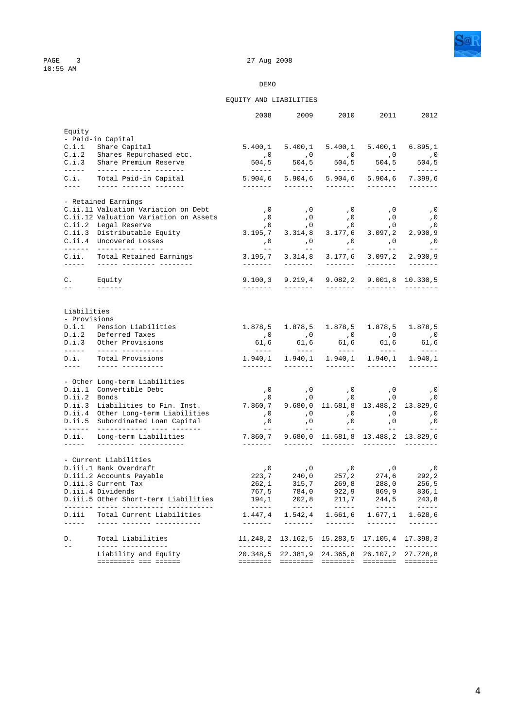DEMO

# EQUITY AND LIABILITIES

| | | 2008 | 2009 | 2010 | 2011 | 2012 |
|---|---|---|---|---|---|---|
| **Equity** | | | | | | |
| - Paid-in Capital | | | | | | |
| C.i.1 | Share Capital | 5.400,1 | 5.400,1 | 5.400,1 | 5.400,1 | 6.895,1 |
| C.i.2 | Shares Repurchased etc. | ,0 | ,0 | ,0 | ,0 | ,0 |
| C.i.3 | Share Premium Reserve | 504,5 | 504,5 | 504,5 | 504,5 | 504,5 |
| C.i. | Total Paid-in Capital | 5.904,6 | 5.904,6 | 5.904,6 | 5.904,6 | 7.399,6 |
| - Retained Earnings | | | | | | |
| C.ii.11 | Valuation Variation on Debt | ,0 | ,0 | ,0 | ,0 | ,0 |
| C.ii.12 | Valuation Variation on Assets | ,0 | ,0 | ,0 | ,0 | ,0 |
| C.ii.2 | Legal Reserve | ,0 | ,0 | ,0 | ,0 | ,0 |
| C.ii.3 | Distributable Equity | 3.195,7 | 3.314,8 | 3.177,6 | 3.097,2 | 2.930,9 |
| C.ii.4 | Uncovered Losses | ,0 | ,0 | ,0 | ,0 | ,0 |
| C.ii. | Total Retained Earnings | 3.195,7 | 3.314,8 | 3.177,6 | 3.097,2 | 2.930,9 |
| C. | Equity | 9.100,3 | 9.219,4 | 9.082,2 | 9.001,8 | 10.330,5 |
| **Liabilities** | | | | | | |
| - Provisions | | | | | | |
| D.i.1 | Pension Liabilities | 1.878,5 | 1.878,5 | 1.878,5 | 1.878,5 | 1.878,5 |
| D.i.2 | Deferred Taxes | ,0 | ,0 | ,0 | ,0 | ,0 |
| D.i.3 | Other Provisions | 61,6 | 61,6 | 61,6 | 61,6 | 61,6 |
| D.i. | Total Provisions | 1.940,1 | 1.940,1 | 1.940,1 | 1.940,1 | 1.940,1 |
| - Other Long-term Liabilities | | | | | | |
| D.ii.1 | Convertible Debt | ,0 | ,0 | ,0 | ,0 | ,0 |
| D.ii.2 | Bonds | ,0 | ,0 | ,0 | ,0 | ,0 |
| D.ii.3 | Liabilities to Fin. Inst. | 7.860,7 | 9.680,0 | 11.681,8 | 13.488,2 | 13.829,6 |
| D.ii.4 | Other Long-term Liabilities | ,0 | ,0 | ,0 | ,0 | ,0 |
| D.ii.5 | Subordinated Loan Capital | ,0 | ,0 | ,0 | ,0 | ,0 |
| D.ii. | Long-term Liabilities | 7.860,7 | 9.680,0 | 11.681,8 | 13.488,2 | 13.829,6 |
| - Current Liabilities | | | | | | |
| D.iii.1 | Bank Overdraft | ,0 | ,0 | ,0 | ,0 | ,0 |
| D.iii.2 | Accounts Payable | 223,7 | 240,0 | 257,2 | 274,6 | 292,2 |
| D.iii.3 | Current Tax | 262,1 | 315,7 | 269,8 | 288,0 | 256,5 |
| D.iii.4 | Dividends | 767,5 | 784,0 | 922,9 | 869,9 | 836,1 |
| D.iii.5 | Other Short-term Liabilities | 194,1 | 202,8 | 211,7 | 244,5 | 243,8 |
| D.iii | Total Current Liabilities | 1.447,4 | 1.542,4 | 1.661,6 | 1.677,1 | 1.628,6 |
| D. | Total Liabilities | 11.248,2 | 13.162,5 | 15.283,5 | 17.105,4 | 17.398,3 |
| | Liability and Equity | 20.348,5 | 22.381,9 | 24.365,8 | 26.107,2 | 27.728,8 |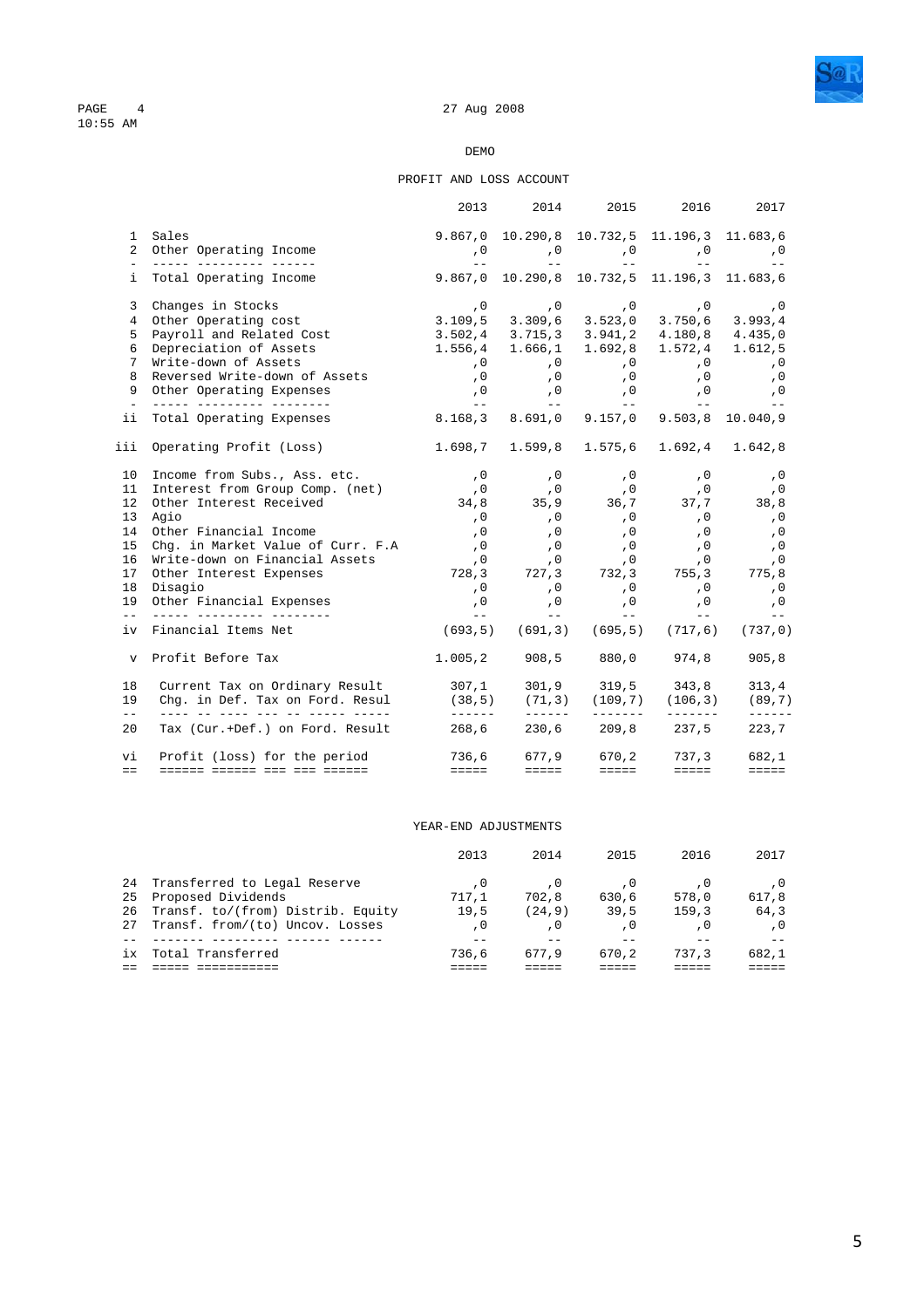PAGE 4 27 Aug 2008
10:55 AM

DEMO

## PROFIT AND LOSS ACCOUNT

| | | 2013 | 2014 | 2015 | 2016 | 2017 |
|---|---|---|---|---|---|---|
| 1 | Sales | 9.867,0 | 10.290,8 | 10.732,5 | 11.196,3 | 11.683,6 |
| 2 | Other Operating Income | ,0 | ,0 | ,0 | ,0 | ,0 |
| i | Total Operating Income | 9.867,0 | 10.290,8 | 10.732,5 | 11.196,3 | 11.683,6 |
| 3 | Changes in Stocks | ,0 | ,0 | ,0 | ,0 | ,0 |
| 4 | Other Operating cost | 3.109,5 | 3.309,6 | 3.523,0 | 3.750,6 | 3.993,4 |
| 5 | Payroll and Related Cost | 3.502,4 | 3.715,3 | 3.941,2 | 4.180,8 | 4.435,0 |
| 6 | Depreciation of Assets | 1.556,4 | 1.666,1 | 1.692,8 | 1.572,4 | 1.612,5 |
| 7 | Write-down of Assets | ,0 | ,0 | ,0 | ,0 | ,0 |
| 8 | Reversed Write-down of Assets | ,0 | ,0 | ,0 | ,0 | ,0 |
| 9 | Other Operating Expenses | ,0 | ,0 | ,0 | ,0 | ,0 |
| ii | Total Operating Expenses | 8.168,3 | 8.691,0 | 9.157,0 | 9.503,8 | 10.040,9 |
| iii | Operating Profit (Loss) | 1.698,7 | 1.599,8 | 1.575,6 | 1.692,4 | 1.642,8 |
| 10 | Income from Subs., Ass. etc. | ,0 | ,0 | ,0 | ,0 | ,0 |
| 11 | Interest from Group Comp. (net) | ,0 | ,0 | ,0 | ,0 | ,0 |
| 12 | Other Interest Received | 34,8 | 35,9 | 36,7 | 37,7 | 38,8 |
| 13 | Agio | ,0 | ,0 | ,0 | ,0 | ,0 |
| 14 | Other Financial Income | ,0 | ,0 | ,0 | ,0 | ,0 |
| 15 | Chg. in Market Value of Curr. F.A | ,0 | ,0 | ,0 | ,0 | ,0 |
| 16 | Write-down on Financial Assets | ,0 | ,0 | ,0 | ,0 | ,0 |
| 17 | Other Interest Expenses | 728,3 | 727,3 | 732,3 | 755,3 | 775,8 |
| 18 | Disagio | ,0 | ,0 | ,0 | ,0 | ,0 |
| 19 | Other Financial Expenses | ,0 | ,0 | ,0 | ,0 | ,0 |
| iv | Financial Items Net | (693,5) | (691,3) | (695,5) | (717,6) | (737,0) |
| v | Profit Before Tax | 1.005,2 | 908,5 | 880,0 | 974,8 | 905,8 |
| 18 | Current Tax on Ordinary Result | 307,1 | 301,9 | 319,5 | 343,8 | 313,4 |
| 19 | Chg. in Def. Tax on Ford. Resul | (38,5) | (71,3) | (109,7) | (106,3) | (89,7) |
| 20 | Tax (Cur.+Def.) on Ford. Result | 268,6 | 230,6 | 209,8 | 237,5 | 223,7 |
| vi | Profit (loss) for the period | 736,6 | 677,9 | 670,2 | 737,3 | 682,1 |

## YEAR-END ADJUSTMENTS

| | | 2013 | 2014 | 2015 | 2016 | 2017 |
|---|---|---|---|---|---|---|
| 24 | Transferred to Legal Reserve | ,0 | ,0 | ,0 | ,0 | ,0 |
| 25 | Proposed Dividends | 717,1 | 702,8 | 630,6 | 578,0 | 617,8 |
| 26 | Transf. to/(from) Distrib. Equity | 19,5 | (24,9) | 39,5 | 159,3 | 64,3 |
| 27 | Transf. from/(to) Uncov. Losses | ,0 | ,0 | ,0 | ,0 | ,0 |
| ix | Total Transferred | 736,6 | 677,9 | 670,2 | 737,3 | 682,1 |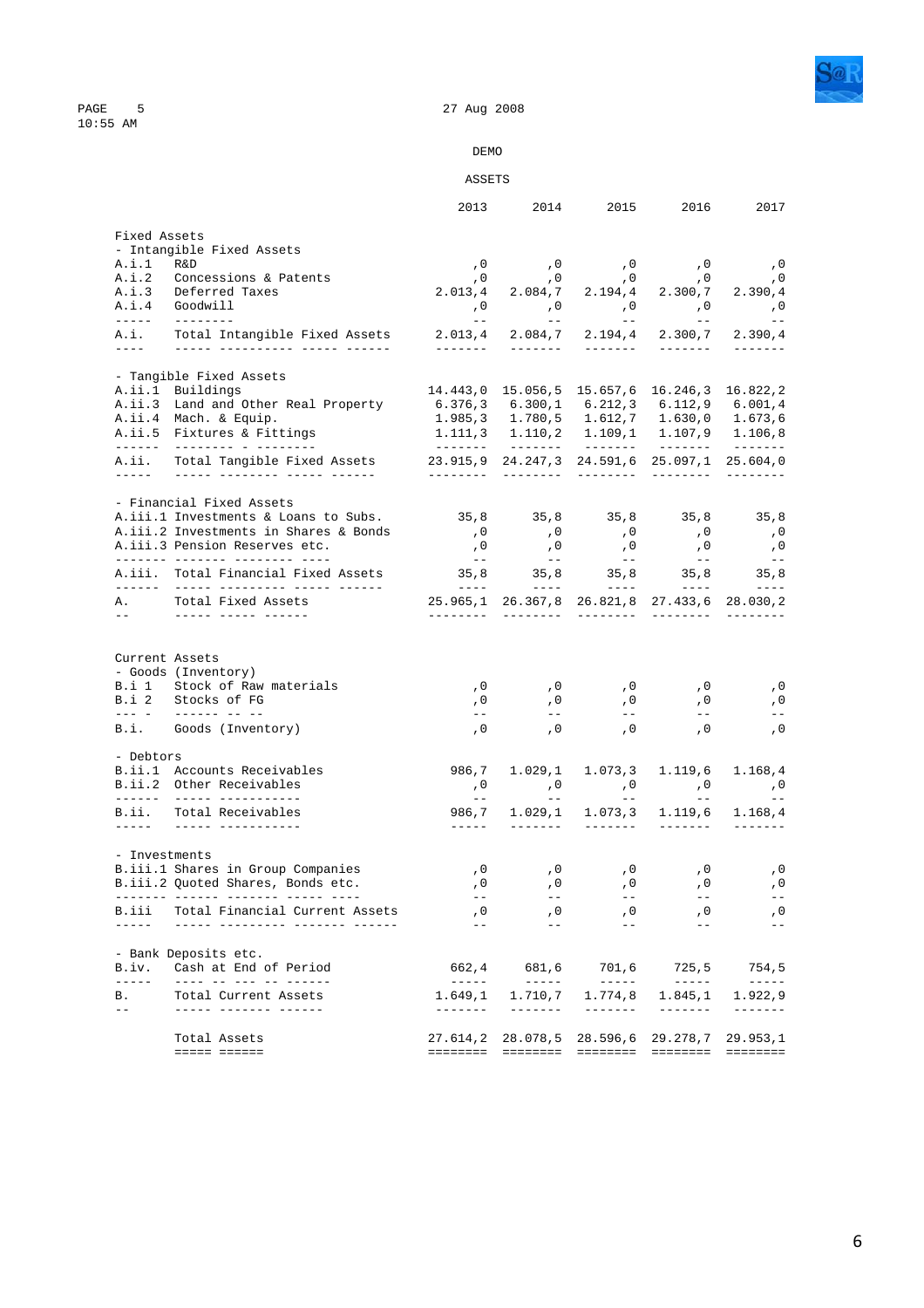DEMO

ASSETS

| | | 2013 | 2014 | 2015 | 2016 | 2017 |
|---|---|---|---|---|---|---|
| **Fixed Assets** | | | | | | |
| - Intangible Fixed Assets | | | | | | |
| A.i.1 | R&D | ,0 | ,0 | ,0 | ,0 | ,0 |
| A.i.2 | Concessions & Patents | ,0 | ,0 | ,0 | ,0 | ,0 |
| A.i.3 | Deferred Taxes | 2.013,4 | 2.084,7 | 2.194,4 | 2.300,7 | 2.390,4 |
| A.i.4 | Goodwill | ,0 | ,0 | ,0 | ,0 | ,0 |
| A.i. | Total Intangible Fixed Assets | 2.013,4 | 2.084,7 | 2.194,4 | 2.300,7 | 2.390,4 |
| - Tangible Fixed Assets | | | | | | |
| A.ii.1 | Buildings | 14.443,0 | 15.056,5 | 15.657,6 | 16.246,3 | 16.822,2 |
| A.ii.3 | Land and Other Real Property | 6.376,3 | 6.300,1 | 6.212,3 | 6.112,9 | 6.001,4 |
| A.ii.4 | Mach. & Equip. | 1.985,3 | 1.780,5 | 1.612,7 | 1.630,0 | 1.673,6 |
| A.ii.5 | Fixtures & Fittings | 1.111,3 | 1.110,2 | 1.109,1 | 1.107,9 | 1.106,8 |
| A.ii. | Total Tangible Fixed Assets | 23.915,9 | 24.247,3 | 24.591,6 | 25.097,1 | 25.604,0 |
| - Financial Fixed Assets | | | | | | |
| A.iii.1 | Investments & Loans to Subs. | 35,8 | 35,8 | 35,8 | 35,8 | 35,8 |
| A.iii.2 | Investments in Shares & Bonds | ,0 | ,0 | ,0 | ,0 | ,0 |
| A.iii.3 | Pension Reserves etc. | ,0 | ,0 | ,0 | ,0 | ,0 |
| A.iii. | Total Financial Fixed Assets | 35,8 | 35,8 | 35,8 | 35,8 | 35,8 |
| A. | Total Fixed Assets | 25.965,1 | 26.367,8 | 26.821,8 | 27.433,6 | 28.030,2 |
| **Current Assets** | | | | | | |
| - Goods (Inventory) | | | | | | |
| B.i 1 | Stock of Raw materials | ,0 | ,0 | ,0 | ,0 | ,0 |
| B.i 2 | Stocks of FG | ,0 | ,0 | ,0 | ,0 | ,0 |
| B.i. | Goods (Inventory) | ,0 | ,0 | ,0 | ,0 | ,0 |
| - Debtors | | | | | | |
| B.ii.1 | Accounts Receivables | 986,7 | 1.029,1 | 1.073,3 | 1.119,6 | 1.168,4 |
| B.ii.2 | Other Receivables | ,0 | ,0 | ,0 | ,0 | ,0 |
| B.ii. | Total Receivables | 986,7 | 1.029,1 | 1.073,3 | 1.119,6 | 1.168,4 |
| - Investments | | | | | | |
| B.iii.1 | Shares in Group Companies | ,0 | ,0 | ,0 | ,0 | ,0 |
| B.iii.2 | Quoted Shares, Bonds etc. | ,0 | ,0 | ,0 | ,0 | ,0 |
| B.iii | Total Financial Current Assets | ,0 | ,0 | ,0 | ,0 | ,0 |
| - Bank Deposits etc. | | | | | | |
| B.iv. | Cash at End of Period | 662,4 | 681,6 | 701,6 | 725,5 | 754,5 |
| B. | Total Current Assets | 1.649,1 | 1.710,7 | 1.774,8 | 1.845,1 | 1.922,9 |
| | **Total Assets** | 27.614,2 | 28.078,5 | 28.596,6 | 29.278,7 | 29.953,1 |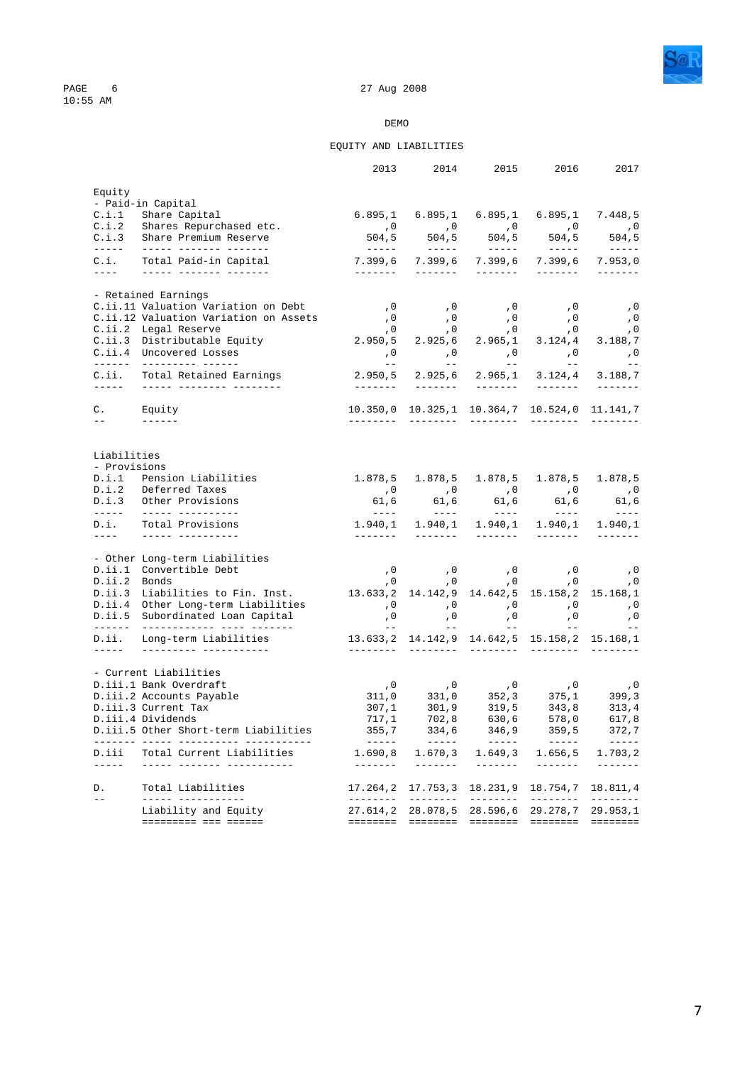PAGE 6 27 Aug 2008
10:55 AM

DEMO

## EQUITY AND LIABILITIES

| | | 2013 | 2014 | 2015 | 2016 | 2017 |
|---|---|---|---|---|---|---|
| **Equity** | | | | | | |
| - Paid-in Capital | | | | | | |
| C.i.1 | Share Capital | 6.895,1 | 6.895,1 | 6.895,1 | 6.895,1 | 7.448,5 |
| C.i.2 | Shares Repurchased etc. | ,0 | ,0 | ,0 | ,0 | ,0 |
| C.i.3 | Share Premium Reserve | 504,5 | 504,5 | 504,5 | 504,5 | 504,5 |
| C.i. | Total Paid-in Capital | 7.399,6 | 7.399,6 | 7.399,6 | 7.399,6 | 7.953,0 |
| - Retained Earnings | | | | | | |
| C.ii.11 | Valuation Variation on Debt | ,0 | ,0 | ,0 | ,0 | ,0 |
| C.ii.12 | Valuation Variation on Assets | ,0 | ,0 | ,0 | ,0 | ,0 |
| C.ii.2 | Legal Reserve | ,0 | ,0 | ,0 | ,0 | ,0 |
| C.ii.3 | Distributable Equity | 2.950,5 | 2.925,6 | 2.965,1 | 3.124,4 | 3.188,7 |
| C.ii.4 | Uncovered Losses | ,0 | ,0 | ,0 | ,0 | ,0 |
| C.ii. | Total Retained Earnings | 2.950,5 | 2.925,6 | 2.965,1 | 3.124,4 | 3.188,7 |
| C. | Equity | 10.350,0 | 10.325,1 | 10.364,7 | 10.524,0 | 11.141,7 |
| **Liabilities** | | | | | | |
| - Provisions | | | | | | |
| D.i.1 | Pension Liabilities | 1.878,5 | 1.878,5 | 1.878,5 | 1.878,5 | 1.878,5 |
| D.i.2 | Deferred Taxes | ,0 | ,0 | ,0 | ,0 | ,0 |
| D.i.3 | Other Provisions | 61,6 | 61,6 | 61,6 | 61,6 | 61,6 |
| D.i. | Total Provisions | 1.940,1 | 1.940,1 | 1.940,1 | 1.940,1 | 1.940,1 |
| - Other Long-term Liabilities | | | | | | |
| D.ii.1 | Convertible Debt | ,0 | ,0 | ,0 | ,0 | ,0 |
| D.ii.2 | Bonds | ,0 | ,0 | ,0 | ,0 | ,0 |
| D.ii.3 | Liabilities to Fin. Inst. | 13.633,2 | 14.142,9 | 14.642,5 | 15.158,2 | 15.168,1 |
| D.ii.4 | Other Long-term Liabilities | ,0 | ,0 | ,0 | ,0 | ,0 |
| D.ii.5 | Subordinated Loan Capital | ,0 | ,0 | ,0 | ,0 | ,0 |
| D.ii. | Long-term Liabilities | 13.633,2 | 14.142,9 | 14.642,5 | 15.158,2 | 15.168,1 |
| - Current Liabilities | | | | | | |
| D.iii.1 | Bank Overdraft | ,0 | ,0 | ,0 | ,0 | ,0 |
| D.iii.2 | Accounts Payable | 311,0 | 331,0 | 352,3 | 375,1 | 399,3 |
| D.iii.3 | Current Tax | 307,1 | 301,9 | 319,5 | 343,8 | 313,4 |
| D.iii.4 | Dividends | 717,1 | 702,8 | 630,6 | 578,0 | 617,8 |
| D.iii.5 | Other Short-term Liabilities | 355,7 | 334,6 | 346,9 | 359,5 | 372,7 |
| D.iii | Total Current Liabilities | 1.690,8 | 1.670,3 | 1.649,3 | 1.656,5 | 1.703,2 |
| D. | Total Liabilities | 17.264,2 | 17.753,3 | 18.231,9 | 18.754,7 | 18.811,4 |
| | Liability and Equity | 27.614,2 | 28.078,5 | 28.596,6 | 29.278,7 | 29.953,1 |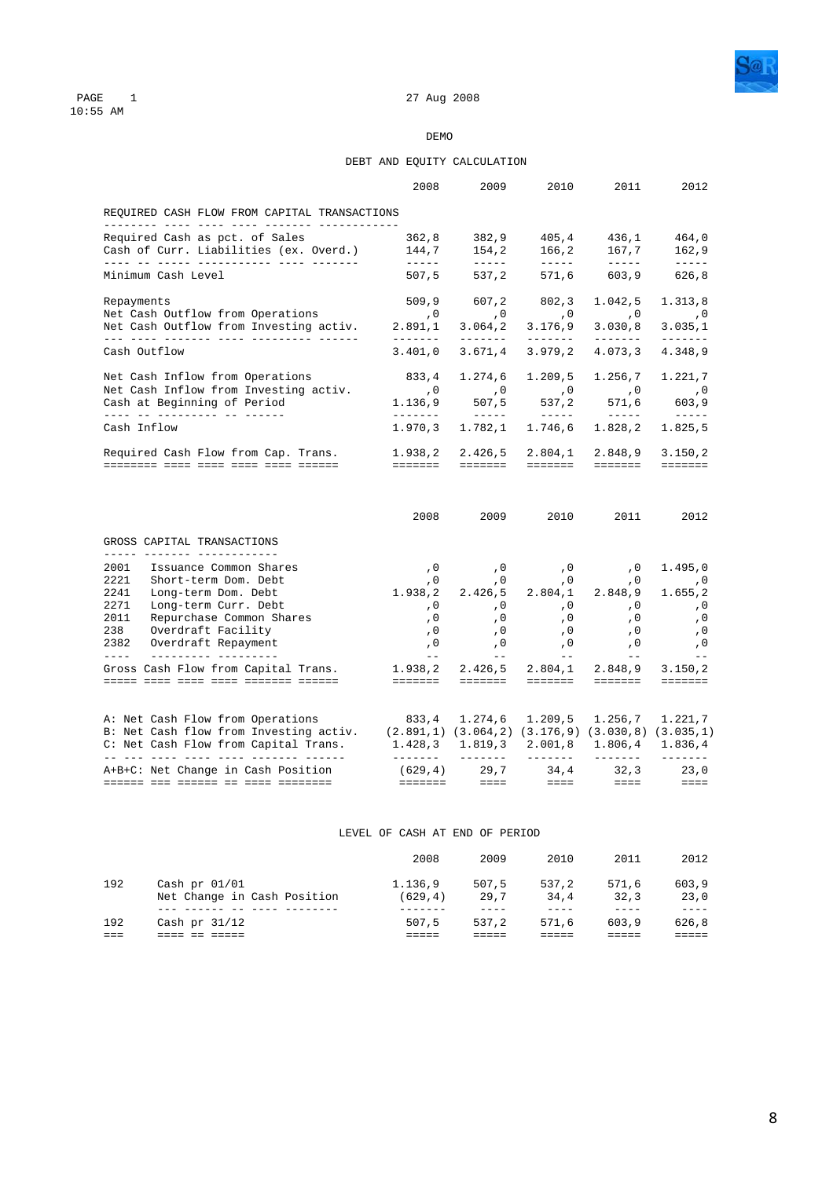PAGE 1 27 Aug 2008
10:55 AM

DEMO

## DEBT AND EQUITY CALCULATION

| | 2008 | 2009 | 2010 | 2011 | 2012 |
|---|---|---|---|---|---|
| **REQUIRED CASH FLOW FROM CAPITAL TRANSACTIONS** | | | | | |
| Required Cash as pct. of Sales | 362,8 | 382,9 | 405,4 | 436,1 | 464,0 |
| Cash of Curr. Liabilities (ex. Overd.) | 144,7 | 154,2 | 166,2 | 167,7 | 162,9 |
| Minimum Cash Level | 507,5 | 537,2 | 571,6 | 603,9 | 626,8 |
| Repayments | 509,9 | 607,2 | 802,3 | 1.042,5 | 1.313,8 |
| Net Cash Outflow from Operations | ,0 | ,0 | ,0 | ,0 | ,0 |
| Net Cash Outflow from Investing activ. | 2.891,1 | 3.064,2 | 3.176,9 | 3.030,8 | 3.035,1 |
| Cash Outflow | 3.401,0 | 3.671,4 | 3.979,2 | 4.073,3 | 4.348,9 |
| Net Cash Inflow from Operations | 833,4 | 1.274,6 | 1.209,5 | 1.256,7 | 1.221,7 |
| Net Cash Inflow from Investing activ. | ,0 | ,0 | ,0 | ,0 | ,0 |
| Cash at Beginning of Period | 1.136,9 | 507,5 | 537,2 | 571,6 | 603,9 |
| Cash Inflow | 1.970,3 | 1.782,1 | 1.746,6 | 1.828,2 | 1.825,5 |
| Required Cash Flow from Cap. Trans. | 1.938,2 | 2.426,5 | 2.804,1 | 2.848,9 | 3.150,2 |

| | | 2008 | 2009 | 2010 | 2011 | 2012 |
|---|---|---|---|---|---|---|
| **GROSS CAPITAL TRANSACTIONS** | | | | | | |
| 2001 | Issuance Common Shares | ,0 | ,0 | ,0 | ,0 | 1.495,0 |
| 2221 | Short-term Dom. Debt | ,0 | ,0 | ,0 | ,0 | ,0 |
| 2241 | Long-term Dom. Debt | 1.938,2 | 2.426,5 | 2.804,1 | 2.848,9 | 1.655,2 |
| 2271 | Long-term Curr. Debt | ,0 | ,0 | ,0 | ,0 | ,0 |
| 2011 | Repurchase Common Shares | ,0 | ,0 | ,0 | ,0 | ,0 |
| 238 | Overdraft Facility | ,0 | ,0 | ,0 | ,0 | ,0 |
| 2382 | Overdraft Repayment | ,0 | ,0 | ,0 | ,0 | ,0 |
| Gross Cash Flow from Capital Trans. | | 1.938,2 | 2.426,5 | 2.804,1 | 2.848,9 | 3.150,2 |

| | 2008 | 2009 | 2010 | 2011 | 2012 |
|---|---|---|---|---|---|
| A: Net Cash Flow from Operations | 833,4 | 1.274,6 | 1.209,5 | 1.256,7 | 1.221,7 |
| B: Net Cash flow from Investing activ. | (2.891,1) | (3.064,2) | (3.176,9) | (3.030,8) | (3.035,1) |
| C: Net Cash Flow from Capital Trans. | 1.428,3 | 1.819,3 | 2.001,8 | 1.806,4 | 1.836,4 |
| A+B+C: Net Change in Cash Position | (629,4) | 29,7 | 34,4 | 32,3 | 23,0 |

## LEVEL OF CASH AT END OF PERIOD

| | | 2008 | 2009 | 2010 | 2011 | 2012 |
|---|---|---|---|---|---|---|
| 192 | Cash pr 01/01 | 1.136,9 | 507,5 | 537,2 | 571,6 | 603,9 |
| | Net Change in Cash Position | (629,4) | 29,7 | 34,4 | 32,3 | 23,0 |
| 192 | Cash pr 31/12 | 507,5 | 537,2 | 571,6 | 603,9 | 626,8 |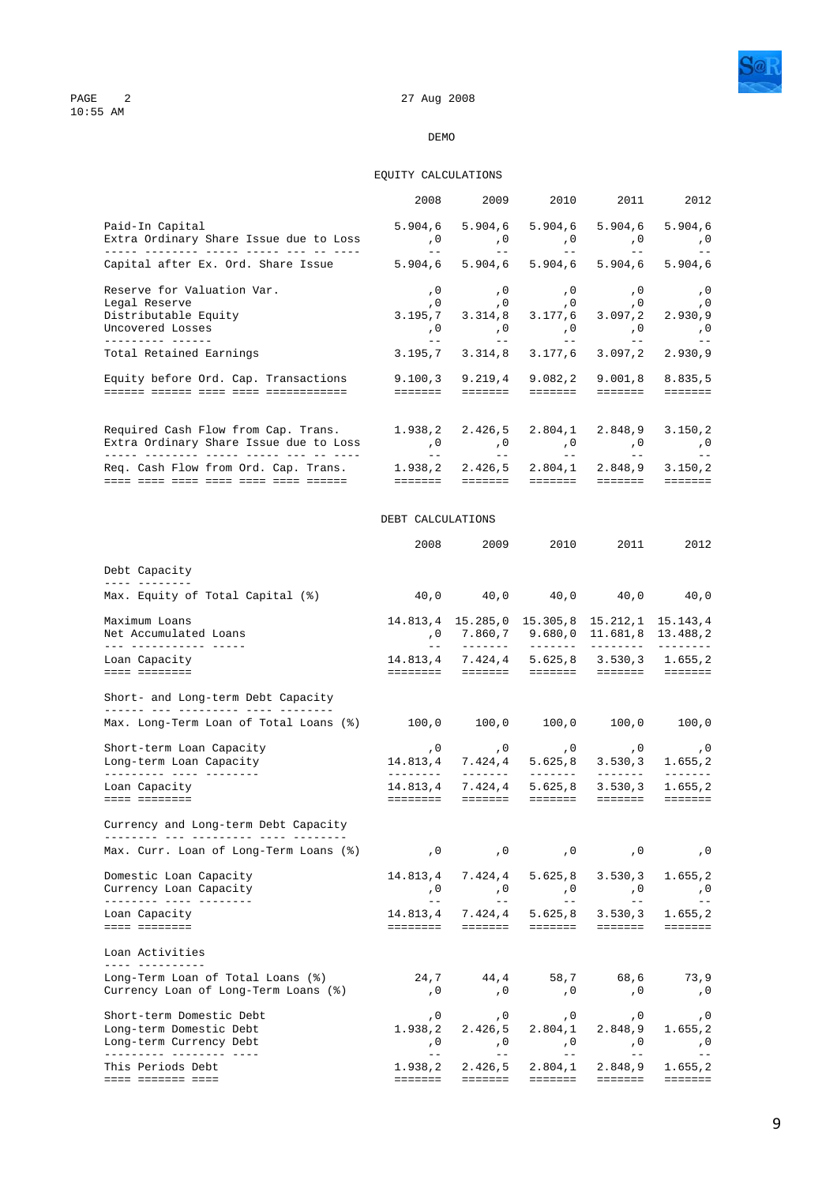DEMO

## EQUITY CALCULATIONS

| | 2008 | 2009 | 2010 | 2011 | 2012 |
|---|---|---|---|---|---|
| Paid-In Capital | 5.904,6 | 5.904,6 | 5.904,6 | 5.904,6 | 5.904,6 |
| Extra Ordinary Share Issue due to Loss | ,0 | ,0 | ,0 | ,0 | ,0 |
| Capital after Ex. Ord. Share Issue | 5.904,6 | 5.904,6 | 5.904,6 | 5.904,6 | 5.904,6 |
| Reserve for Valuation Var. | ,0 | ,0 | ,0 | ,0 | ,0 |
| Legal Reserve | ,0 | ,0 | ,0 | ,0 | ,0 |
| Distributable Equity | 3.195,7 | 3.314,8 | 3.177,6 | 3.097,2 | 2.930,9 |
| Uncovered Losses | ,0 | ,0 | ,0 | ,0 | ,0 |
| Total Retained Earnings | 3.195,7 | 3.314,8 | 3.177,6 | 3.097,2 | 2.930,9 |
| Equity before Ord. Cap. Transactions | 9.100,3 | 9.219,4 | 9.082,2 | 9.001,8 | 8.835,5 |
| Required Cash Flow from Cap. Trans. | 1.938,2 | 2.426,5 | 2.804,1 | 2.848,9 | 3.150,2 |
| Extra Ordinary Share Issue due to Loss | ,0 | ,0 | ,0 | ,0 | ,0 |
| Req. Cash Flow from Ord. Cap. Trans. | 1.938,2 | 2.426,5 | 2.804,1 | 2.848,9 | 3.150,2 |

## DEBT CALCULATIONS

| | 2008 | 2009 | 2010 | 2011 | 2012 |
|---|---|---|---|---|---|
| **Debt Capacity** | | | | | |
| Max. Equity of Total Capital (%) | 40,0 | 40,0 | 40,0 | 40,0 | 40,0 |
| Maximum Loans | 14.813,4 | 15.285,0 | 15.305,8 | 15.212,1 | 15.143,4 |
| Net Accumulated Loans | ,0 | 7.860,7 | 9.680,0 | 11.681,8 | 13.488,2 |
| Loan Capacity | 14.813,4 | 7.424,4 | 5.625,8 | 3.530,3 | 1.655,2 |
| **Short- and Long-term Debt Capacity** | | | | | |
| Max. Long-Term Loan of Total Loans (%) | 100,0 | 100,0 | 100,0 | 100,0 | 100,0 |
| Short-term Loan Capacity | ,0 | ,0 | ,0 | ,0 | ,0 |
| Long-term Loan Capacity | 14.813,4 | 7.424,4 | 5.625,8 | 3.530,3 | 1.655,2 |
| Loan Capacity | 14.813,4 | 7.424,4 | 5.625,8 | 3.530,3 | 1.655,2 |
| **Currency and Long-term Debt Capacity** | | | | | |
| Max. Curr. Loan of Long-Term Loans (%) | ,0 | ,0 | ,0 | ,0 | ,0 |
| Domestic Loan Capacity | 14.813,4 | 7.424,4 | 5.625,8 | 3.530,3 | 1.655,2 |
| Currency Loan Capacity | ,0 | ,0 | ,0 | ,0 | ,0 |
| Loan Capacity | 14.813,4 | 7.424,4 | 5.625,8 | 3.530,3 | 1.655,2 |
| **Loan Activities** | | | | | |
| Long-Term Loan of Total Loans (%) | 24,7 | 44,4 | 58,7 | 68,6 | 73,9 |
| Currency Loan of Long-Term Loans (%) | ,0 | ,0 | ,0 | ,0 | ,0 |
| Short-term Domestic Debt | ,0 | ,0 | ,0 | ,0 | ,0 |
| Long-term Domestic Debt | 1.938,2 | 2.426,5 | 2.804,1 | 2.848,9 | 1.655,2 |
| Long-term Currency Debt | ,0 | ,0 | ,0 | ,0 | ,0 |
| This Periods Debt | 1.938,2 | 2.426,5 | 2.804,1 | 2.848,9 | 1.655,2 |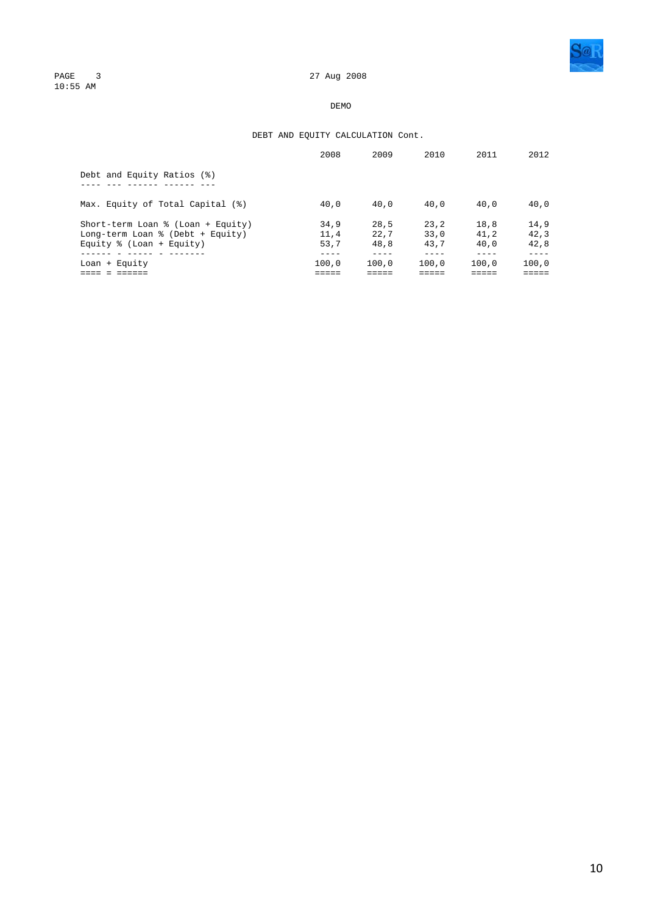PAGE 3 27 Aug 2008
10:55 AM

DEMO

## DEBT AND EQUITY CALCULATION Cont.

| | 2008 | 2009 | 2010 | 2011 | 2012 |
|---|---|---|---|---|---|
| **Debt and Equity Ratios (%)** | | | | | |
| Max. Equity of Total Capital (%) | 40,0 | 40,0 | 40,0 | 40,0 | 40,0 |
| Short-term Loan % (Loan + Equity) | 34,9 | 28,5 | 23,2 | 18,8 | 14,9 |
| Long-term Loan % (Debt + Equity) | 11,4 | 22,7 | 33,0 | 41,2 | 42,3 |
| Equity % (Loan + Equity) | 53,7 | 48,8 | 43,7 | 40,0 | 42,8 |
| Loan + Equity | 100,0 | 100,0 | 100,0 | 100,0 | 100,0 |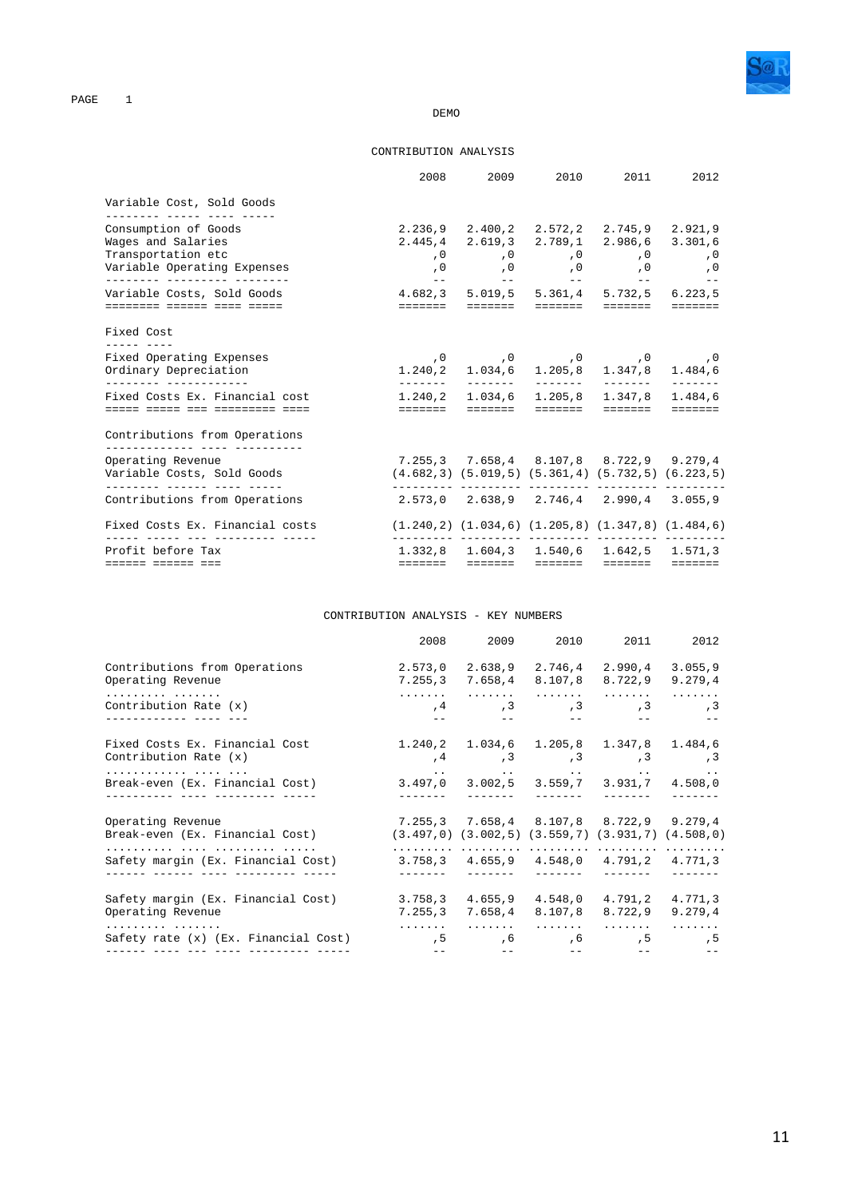DEMO

# CONTRIBUTION ANALYSIS

| | 2008 | 2009 | 2010 | 2011 | 2012 |
|---|---|---|---|---|---|
| **Variable Cost, Sold Goods** | | | | | |
| Consumption of Goods | 2.236,9 | 2.400,2 | 2.572,2 | 2.745,9 | 2.921,9 |
| Wages and Salaries | 2.445,4 | 2.619,3 | 2.789,1 | 2.986,6 | 3.301,6 |
| Transportation etc | ,0 | ,0 | ,0 | ,0 | ,0 |
| Variable Operating Expenses | ,0 | ,0 | ,0 | ,0 | ,0 |
| Variable Costs, Sold Goods | 4.682,3 | 5.019,5 | 5.361,4 | 5.732,5 | 6.223,5 |
| **Fixed Cost** | | | | | |
| Fixed Operating Expenses | ,0 | ,0 | ,0 | ,0 | ,0 |
| Ordinary Depreciation | 1.240,2 | 1.034,6 | 1.205,8 | 1.347,8 | 1.484,6 |
| Fixed Costs Ex. Financial cost | 1.240,2 | 1.034,6 | 1.205,8 | 1.347,8 | 1.484,6 |
| **Contributions from Operations** | | | | | |
| Operating Revenue | 7.255,3 | 7.658,4 | 8.107,8 | 8.722,9 | 9.279,4 |
| Variable Costs, Sold Goods | (4.682,3) | (5.019,5) | (5.361,4) | (5.732,5) | (6.223,5) |
| Contributions from Operations | 2.573,0 | 2.638,9 | 2.746,4 | 2.990,4 | 3.055,9 |
| Fixed Costs Ex. Financial costs | (1.240,2) | (1.034,6) | (1.205,8) | (1.347,8) | (1.484,6) |
| Profit before Tax | 1.332,8 | 1.604,3 | 1.540,6 | 1.642,5 | 1.571,3 |

# CONTRIBUTION ANALYSIS - KEY NUMBERS

| | 2008 | 2009 | 2010 | 2011 | 2012 |
|---|---|---|---|---|---|
| Contributions from Operations | 2.573,0 | 2.638,9 | 2.746,4 | 2.990,4 | 3.055,9 |
| Operating Revenue | 7.255,3 | 7.658,4 | 8.107,8 | 8.722,9 | 9.279,4 |
| Contribution Rate (x) | ,4 | ,3 | ,3 | ,3 | ,3 |
| Fixed Costs Ex. Financial Cost | 1.240,2 | 1.034,6 | 1.205,8 | 1.347,8 | 1.484,6 |
| Contribution Rate (x) | ,4 | ,3 | ,3 | ,3 | ,3 |
| Break-even (Ex. Financial Cost) | 3.497,0 | 3.002,5 | 3.559,7 | 3.931,7 | 4.508,0 |
| Operating Revenue | 7.255,3 | 7.658,4 | 8.107,8 | 8.722,9 | 9.279,4 |
| Break-even (Ex. Financial Cost) | (3.497,0) | (3.002,5) | (3.559,7) | (3.931,7) | (4.508,0) |
| Safety margin (Ex. Financial Cost) | 3.758,3 | 4.655,9 | 4.548,0 | 4.791,2 | 4.771,3 |
| Safety margin (Ex. Financial Cost) | 3.758,3 | 4.655,9 | 4.548,0 | 4.791,2 | 4.771,3 |
| Operating Revenue | 7.255,3 | 7.658,4 | 8.107,8 | 8.722,9 | 9.279,4 |
| Safety rate (x) (Ex. Financial Cost) | ,5 | ,6 | ,6 | ,5 | ,5 |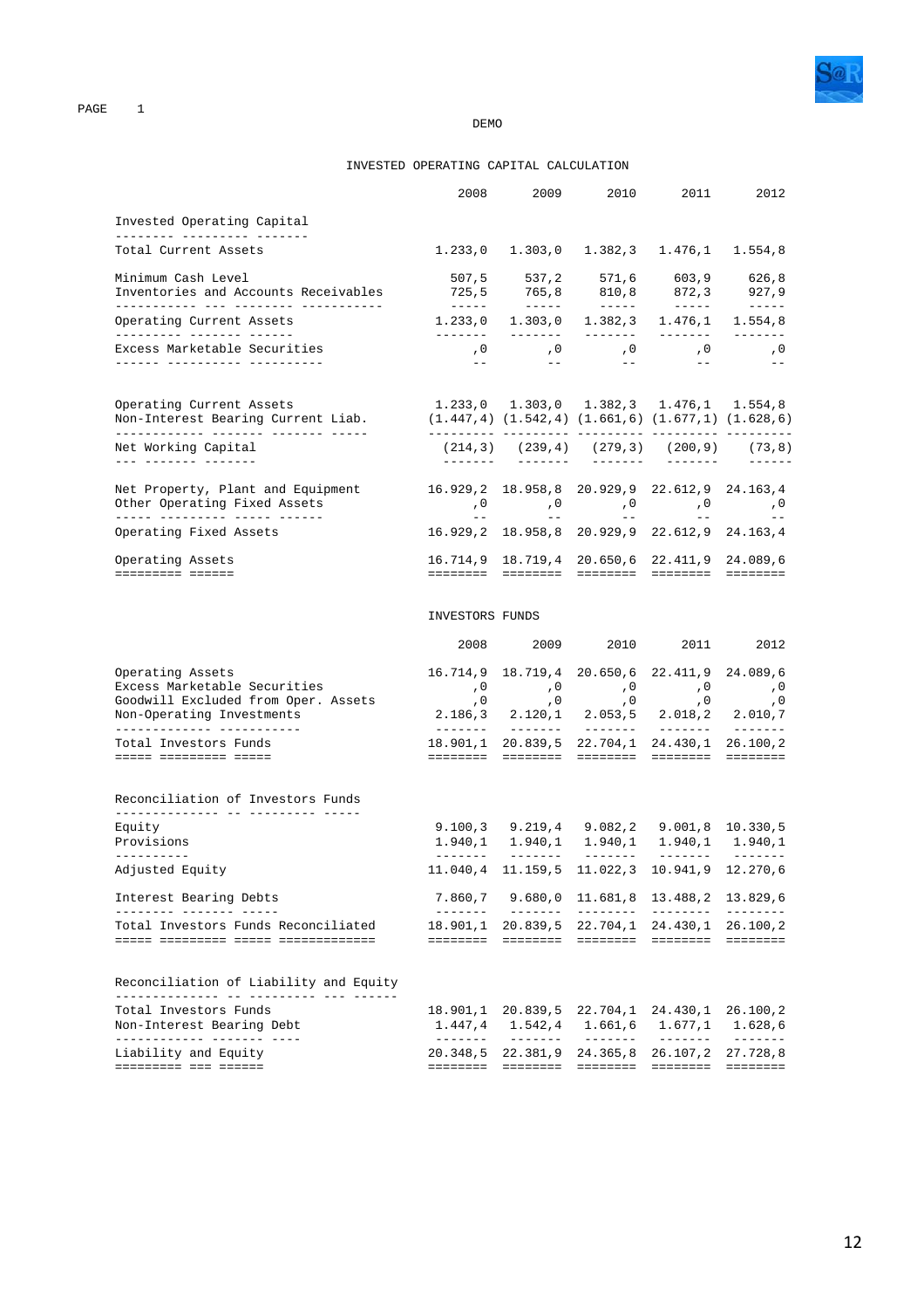DEMO

## INVESTED OPERATING CAPITAL CALCULATION

| | 2008 | 2009 | 2010 | 2011 | 2012 |
|---|---|---|---|---|---|
| **Invested Operating Capital** | | | | | |
| Total Current Assets | 1.233,0 | 1.303,0 | 1.382,3 | 1.476,1 | 1.554,8 |
| Minimum Cash Level | 507,5 | 537,2 | 571,6 | 603,9 | 626,8 |
| Inventories and Accounts Receivables | 725,5 | 765,8 | 810,8 | 872,3 | 927,9 |
| Operating Current Assets | 1.233,0 | 1.303,0 | 1.382,3 | 1.476,1 | 1.554,8 |
| Excess Marketable Securities | ,0 | ,0 | ,0 | ,0 | ,0 |
| Operating Current Assets | 1.233,0 | 1.303,0 | 1.382,3 | 1.476,1 | 1.554,8 |
| Non-Interest Bearing Current Liab. | (1.447,4) | (1.542,4) | (1.661,6) | (1.677,1) | (1.628,6) |
| Net Working Capital | (214,3) | (239,4) | (279,3) | (200,9) | (73,8) |
| Net Property, Plant and Equipment | 16.929,2 | 18.958,8 | 20.929,9 | 22.612,9 | 24.163,4 |
| Other Operating Fixed Assets | ,0 | ,0 | ,0 | ,0 | ,0 |
| Operating Fixed Assets | 16.929,2 | 18.958,8 | 20.929,9 | 22.612,9 | 24.163,4 |
| Operating Assets | 16.714,9 | 18.719,4 | 20.650,6 | 22.411,9 | 24.089,6 |

## INVESTORS FUNDS

| | 2008 | 2009 | 2010 | 2011 | 2012 |
|---|---|---|---|---|---|
| Operating Assets | 16.714,9 | 18.719,4 | 20.650,6 | 22.411,9 | 24.089,6 |
| Excess Marketable Securities | ,0 | ,0 | ,0 | ,0 | ,0 |
| Goodwill Excluded from Oper. Assets | ,0 | ,0 | ,0 | ,0 | ,0 |
| Non-Operating Investments | 2.186,3 | 2.120,1 | 2.053,5 | 2.018,2 | 2.010,7 |
| Total Investors Funds | 18.901,1 | 20.839,5 | 22.704,1 | 24.430,1 | 26.100,2 |
| **Reconciliation of Investors Funds** | | | | | |
| Equity | 9.100,3 | 9.219,4 | 9.082,2 | 9.001,8 | 10.330,5 |
| Provisions | 1.940,1 | 1.940,1 | 1.940,1 | 1.940,1 | 1.940,1 |
| Adjusted Equity | 11.040,4 | 11.159,5 | 11.022,3 | 10.941,9 | 12.270,6 |
| Interest Bearing Debts | 7.860,7 | 9.680,0 | 11.681,8 | 13.488,2 | 13.829,6 |
| Total Investors Funds Reconciliated | 18.901,1 | 20.839,5 | 22.704,1 | 24.430,1 | 26.100,2 |
| **Reconciliation of Liability and Equity** | | | | | |
| Total Investors Funds | 18.901,1 | 20.839,5 | 22.704,1 | 24.430,1 | 26.100,2 |
| Non-Interest Bearing Debt | 1.447,4 | 1.542,4 | 1.661,6 | 1.677,1 | 1.628,6 |
| Liability and Equity | 20.348,5 | 22.381,9 | 24.365,8 | 26.107,2 | 27.728,8 |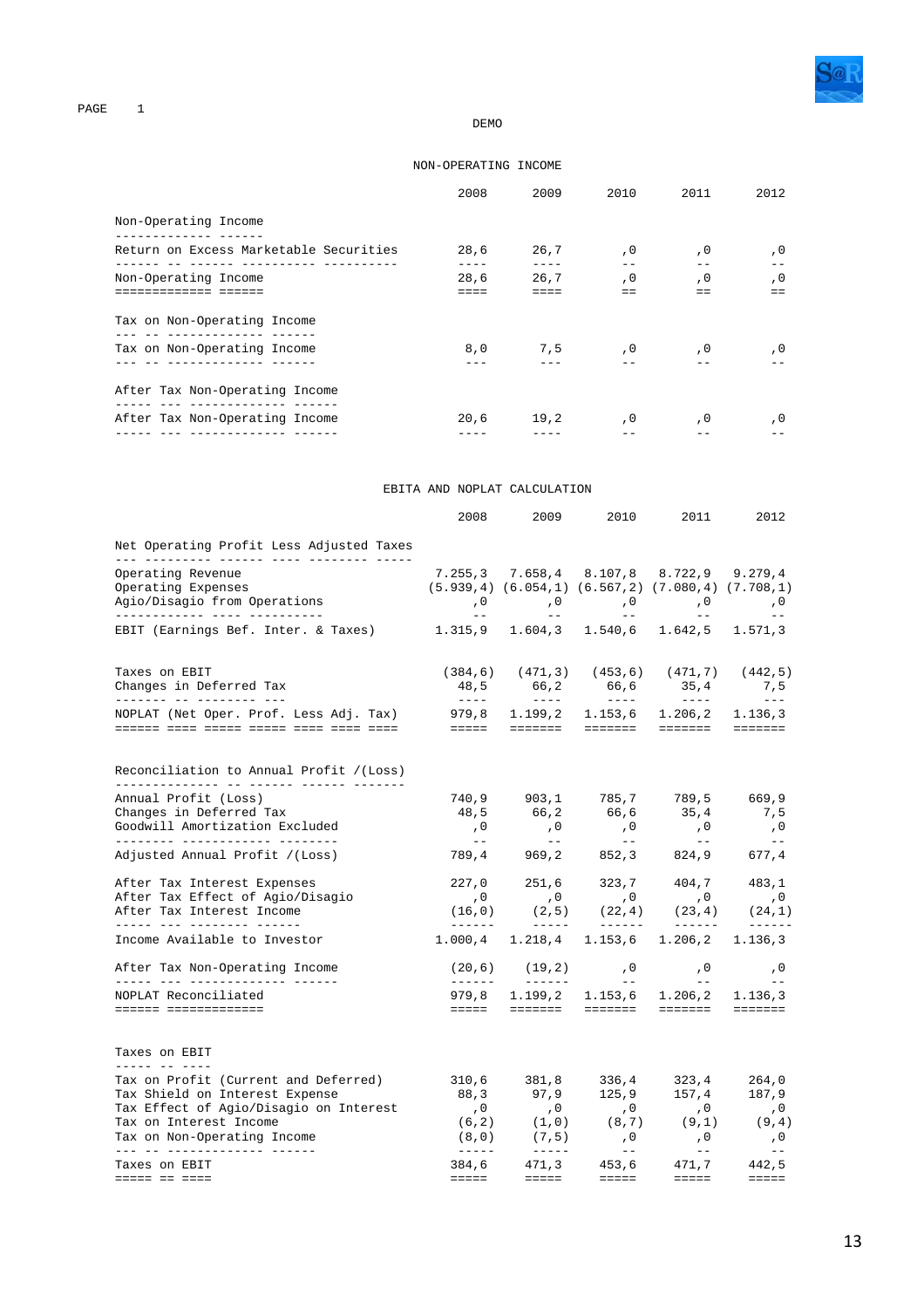DEMO

## NON-OPERATING INCOME

| | 2008 | 2009 | 2010 | 2011 | 2012 |
|---|---|---|---|---|---|
| **Non-Operating Income** | | | | | |
| Return on Excess Marketable Securities | 28,6 | 26,7 | ,0 | ,0 | ,0 |
| Non-Operating Income | 28,6 | 26,7 | ,0 | ,0 | ,0 |
| **Tax on Non-Operating Income** | | | | | |
| Tax on Non-Operating Income | 8,0 | 7,5 | ,0 | ,0 | ,0 |
| **After Tax Non-Operating Income** | | | | | |
| After Tax Non-Operating Income | 20,6 | 19,2 | ,0 | ,0 | ,0 |

## EBITA AND NOPLAT CALCULATION

| | 2008 | 2009 | 2010 | 2011 | 2012 |
|---|---|---|---|---|---|
| **Net Operating Profit Less Adjusted Taxes** | | | | | |
| Operating Revenue | 7.255,3 | 7.658,4 | 8.107,8 | 8.722,9 | 9.279,4 |
| Operating Expenses | (5.939,4) | (6.054,1) | (6.567,2) | (7.080,4) | (7.708,1) |
| Agio/Disagio from Operations | ,0 | ,0 | ,0 | ,0 | ,0 |
| EBIT (Earnings Bef. Inter. & Taxes) | 1.315,9 | 1.604,3 | 1.540,6 | 1.642,5 | 1.571,3 |
| Taxes on EBIT | (384,6) | (471,3) | (453,6) | (471,7) | (442,5) |
| Changes in Deferred Tax | 48,5 | 66,2 | 66,6 | 35,4 | 7,5 |
| NOPLAT (Net Oper. Prof. Less Adj. Tax) | 979,8 | 1.199,2 | 1.153,6 | 1.206,2 | 1.136,3 |
| **Reconciliation to Annual Profit /(Loss)** | | | | | |
| Annual Profit (Loss) | 740,9 | 903,1 | 785,7 | 789,5 | 669,9 |
| Changes in Deferred Tax | 48,5 | 66,2 | 66,6 | 35,4 | 7,5 |
| Goodwill Amortization Excluded | ,0 | ,0 | ,0 | ,0 | ,0 |
| Adjusted Annual Profit /(Loss) | 789,4 | 969,2 | 852,3 | 824,9 | 677,4 |
| After Tax Interest Expenses | 227,0 | 251,6 | 323,7 | 404,7 | 483,1 |
| After Tax Effect of Agio/Disagio | ,0 | ,0 | ,0 | ,0 | ,0 |
| After Tax Interest Income | (16,0) | (2,5) | (22,4) | (23,4) | (24,1) |
| Income Available to Investor | 1.000,4 | 1.218,4 | 1.153,6 | 1.206,2 | 1.136,3 |
| After Tax Non-Operating Income | (20,6) | (19,2) | ,0 | ,0 | ,0 |
| NOPLAT Reconciliated | 979,8 | 1.199,2 | 1.153,6 | 1.206,2 | 1.136,3 |
| **Taxes on EBIT** | | | | | |
| Tax on Profit (Current and Deferred) | 310,6 | 381,8 | 336,4 | 323,4 | 264,0 |
| Tax Shield on Interest Expense | 88,3 | 97,9 | 125,9 | 157,4 | 187,9 |
| Tax Effect of Agio/Disagio on Interest | ,0 | ,0 | ,0 | ,0 | ,0 |
| Tax on Interest Income | (6,2) | (1,0) | (8,7) | (9,1) | (9,4) |
| Tax on Non-Operating Income | (8,0) | (7,5) | ,0 | ,0 | ,0 |
| Taxes on EBIT | 384,6 | 471,3 | 453,6 | 471,7 | 442,5 |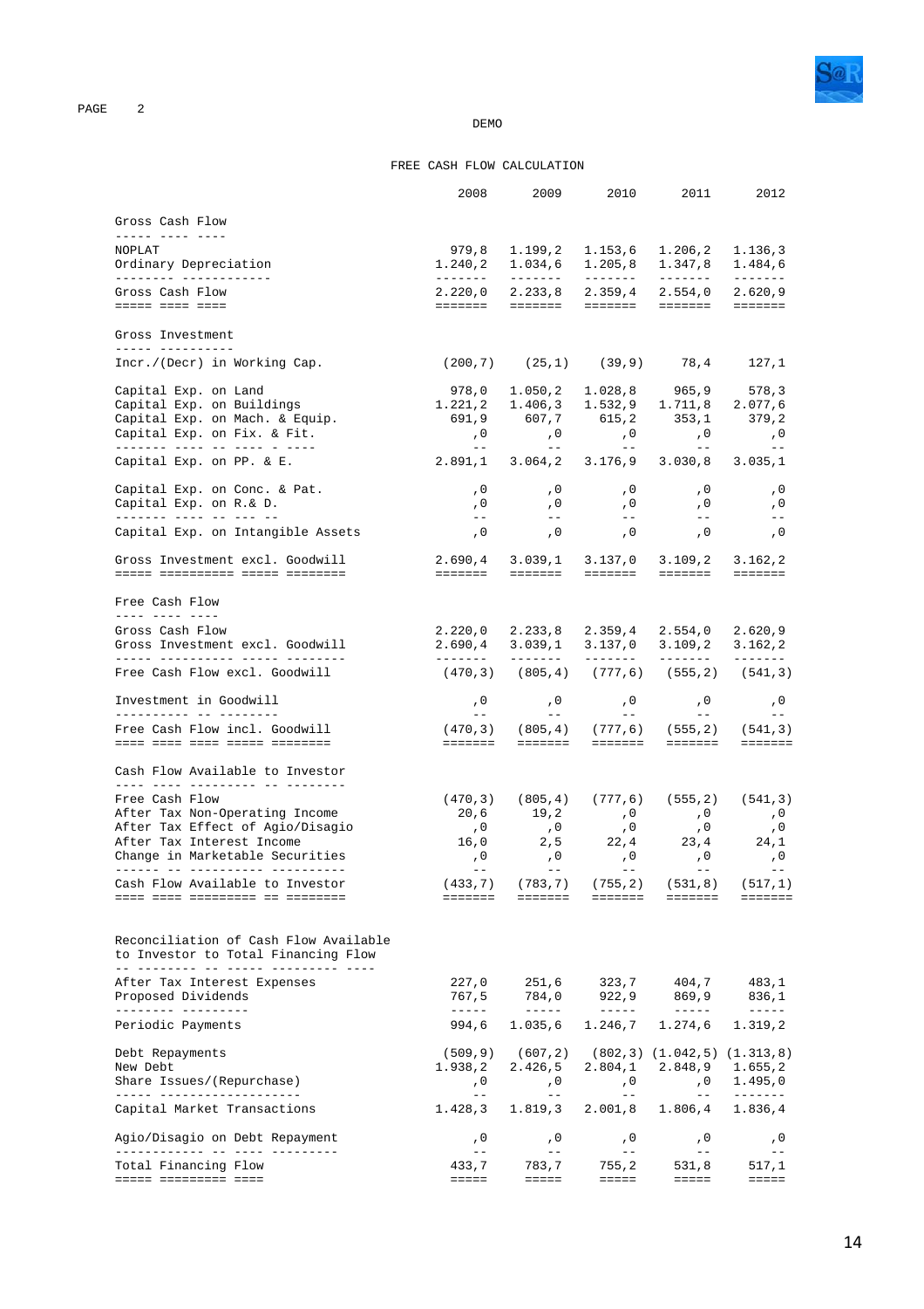DEMO

## FREE CASH FLOW CALCULATION

| | 2008 | 2009 | 2010 | 2011 | 2012 |
|---|---|---|---|---|---|
| **Gross Cash Flow** | | | | | |
| NOPLAT | 979,8 | 1.199,2 | 1.153,6 | 1.206,2 | 1.136,3 |
| Ordinary Depreciation | 1.240,2 | 1.034,6 | 1.205,8 | 1.347,8 | 1.484,6 |
| **Gross Cash Flow** | 2.220,0 | 2.233,8 | 2.359,4 | 2.554,0 | 2.620,9 |
| **Gross Investment** | | | | | |
| Incr./(Decr) in Working Cap. | (200,7) | (25,1) | (39,9) | 78,4 | 127,1 |
| Capital Exp. on Land | 978,0 | 1.050,2 | 1.028,8 | 965,9 | 578,3 |
| Capital Exp. on Buildings | 1.221,2 | 1.406,3 | 1.532,9 | 1.711,8 | 2.077,6 |
| Capital Exp. on Mach. & Equip. | 691,9 | 607,7 | 615,2 | 353,1 | 379,2 |
| Capital Exp. on Fix. & Fit. | ,0 | ,0 | ,0 | ,0 | ,0 |
| Capital Exp. on PP. & E. | 2.891,1 | 3.064,2 | 3.176,9 | 3.030,8 | 3.035,1 |
| Capital Exp. on Conc. & Pat. | ,0 | ,0 | ,0 | ,0 | ,0 |
| Capital Exp. on R.& D. | ,0 | ,0 | ,0 | ,0 | ,0 |
| Capital Exp. on Intangible Assets | ,0 | ,0 | ,0 | ,0 | ,0 |
| **Gross Investment excl. Goodwill** | 2.690,4 | 3.039,1 | 3.137,0 | 3.109,2 | 3.162,2 |
| **Free Cash Flow** | | | | | |
| Gross Cash Flow | 2.220,0 | 2.233,8 | 2.359,4 | 2.554,0 | 2.620,9 |
| Gross Investment excl. Goodwill | 2.690,4 | 3.039,1 | 3.137,0 | 3.109,2 | 3.162,2 |
| Free Cash Flow excl. Goodwill | (470,3) | (805,4) | (777,6) | (555,2) | (541,3) |
| Investment in Goodwill | ,0 | ,0 | ,0 | ,0 | ,0 |
| **Free Cash Flow incl. Goodwill** | (470,3) | (805,4) | (777,6) | (555,2) | (541,3) |
| **Cash Flow Available to Investor** | | | | | |
| Free Cash Flow | (470,3) | (805,4) | (777,6) | (555,2) | (541,3) |
| After Tax Non-Operating Income | 20,6 | 19,2 | ,0 | ,0 | ,0 |
| After Tax Effect of Agio/Disagio | ,0 | ,0 | ,0 | ,0 | ,0 |
| After Tax Interest Income | 16,0 | 2,5 | 22,4 | 23,4 | 24,1 |
| Change in Marketable Securities | ,0 | ,0 | ,0 | ,0 | ,0 |
| **Cash Flow Available to Investor** | (433,7) | (783,7) | (755,2) | (531,8) | (517,1) |
| **Reconciliation of Cash Flow Available to Investor to Total Financing Flow** | | | | | |
| After Tax Interest Expenses | 227,0 | 251,6 | 323,7 | 404,7 | 483,1 |
| Proposed Dividends | 767,5 | 784,0 | 922,9 | 869,9 | 836,1 |
| Periodic Payments | 994,6 | 1.035,6 | 1.246,7 | 1.274,6 | 1.319,2 |
| Debt Repayments | (509,9) | (607,2) | (802,3) | (1.042,5) | (1.313,8) |
| New Debt | 1.938,2 | 2.426,5 | 2.804,1 | 2.848,9 | 1.655,2 |
| Share Issues/(Repurchase) | ,0 | ,0 | ,0 | ,0 | 1.495,0 |
| Capital Market Transactions | 1.428,3 | 1.819,3 | 2.001,8 | 1.806,4 | 1.836,4 |
| Agio/Disagio on Debt Repayment | ,0 | ,0 | ,0 | ,0 | ,0 |
| **Total Financing Flow** | 433,7 | 783,7 | 755,2 | 531,8 | 517,1 |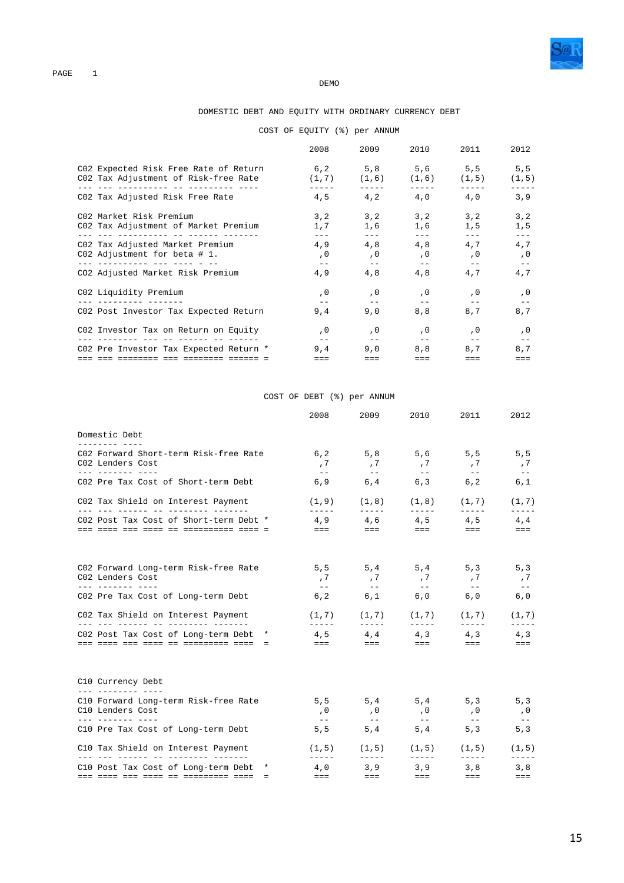DEMO

# DOMESTIC DEBT AND EQUITY WITH ORDINARY CURRENCY DEBT

## COST OF EQUITY (%) per ANNUM

| | 2008 | 2009 | 2010 | 2011 | 2012 |
|---|---|---|---|---|---|
| C02 Expected Risk Free Rate of Return | 6,2 | 5,8 | 5,6 | 5,5 | 5,5 |
| C02 Tax Adjustment of Risk-free Rate | (1,7) | (1,6) | (1,6) | (1,5) | (1,5) |
| C02 Tax Adjusted Risk Free Rate | 4,5 | 4,2 | 4,0 | 4,0 | 3,9 |
| C02 Market Risk Premium | 3,2 | 3,2 | 3,2 | 3,2 | 3,2 |
| C02 Tax Adjustment of Market Premium | 1,7 | 1,6 | 1,6 | 1,5 | 1,5 |
| C02 Tax Adjusted Market Premium | 4,9 | 4,8 | 4,8 | 4,7 | 4,7 |
| C02 Adjustment for beta # 1. | ,0 | ,0 | ,0 | ,0 | ,0 |
| C02 Adjusted Market Risk Premium | 4,9 | 4,8 | 4,8 | 4,7 | 4,7 |
| C02 Liquidity Premium | ,0 | ,0 | ,0 | ,0 | ,0 |
| C02 Post Investor Tax Expected Return | 9,4 | 9,0 | 8,8 | 8,7 | 8,7 |
| C02 Investor Tax on Return on Equity | ,0 | ,0 | ,0 | ,0 | ,0 |
| C02 Pre Investor Tax Expected Return * | 9,4 | 9,0 | 8,8 | 8,7 | 8,7 |

## COST OF DEBT (%) per ANNUM

| | 2008 | 2009 | 2010 | 2011 | 2012 |
|---|---|---|---|---|---|
| **Domestic Debt** | | | | | |
| C02 Forward Short-term Risk-free Rate | 6,2 | 5,8 | 5,6 | 5,5 | 5,5 |
| C02 Lenders Cost | ,7 | ,7 | ,7 | ,7 | ,7 |
| C02 Pre Tax Cost of Short-term Debt | 6,9 | 6,4 | 6,3 | 6,2 | 6,1 |
| C02 Tax Shield on Interest Payment | (1,9) | (1,8) | (1,8) | (1,7) | (1,7) |
| C02 Post Tax Cost of Short-term Debt * | 4,9 | 4,6 | 4,5 | 4,5 | 4,4 |
| C02 Forward Long-term Risk-free Rate | 5,5 | 5,4 | 5,4 | 5,3 | 5,3 |
| C02 Lenders Cost | ,7 | ,7 | ,7 | ,7 | ,7 |
| C02 Pre Tax Cost of Long-term Debt | 6,2 | 6,1 | 6,0 | 6,0 | 6,0 |
| C02 Tax Shield on Interest Payment | (1,7) | (1,7) | (1,7) | (1,7) | (1,7) |
| C02 Post Tax Cost of Long-term Debt * | 4,5 | 4,4 | 4,3 | 4,3 | 4,3 |
| **C10 Currency Debt** | | | | | |
| C10 Forward Long-term Risk-free Rate | 5,5 | 5,4 | 5,4 | 5,3 | 5,3 |
| C10 Lenders Cost | ,0 | ,0 | ,0 | ,0 | ,0 |
| C10 Pre Tax Cost of Long-term Debt | 5,5 | 5,4 | 5,4 | 5,3 | 5,3 |
| C10 Tax Shield on Interest Payment | (1,5) | (1,5) | (1,5) | (1,5) | (1,5) |
| C10 Post Tax Cost of Long-term Debt * | 4,0 | 3,9 | 3,9 | 3,8 | 3,8 |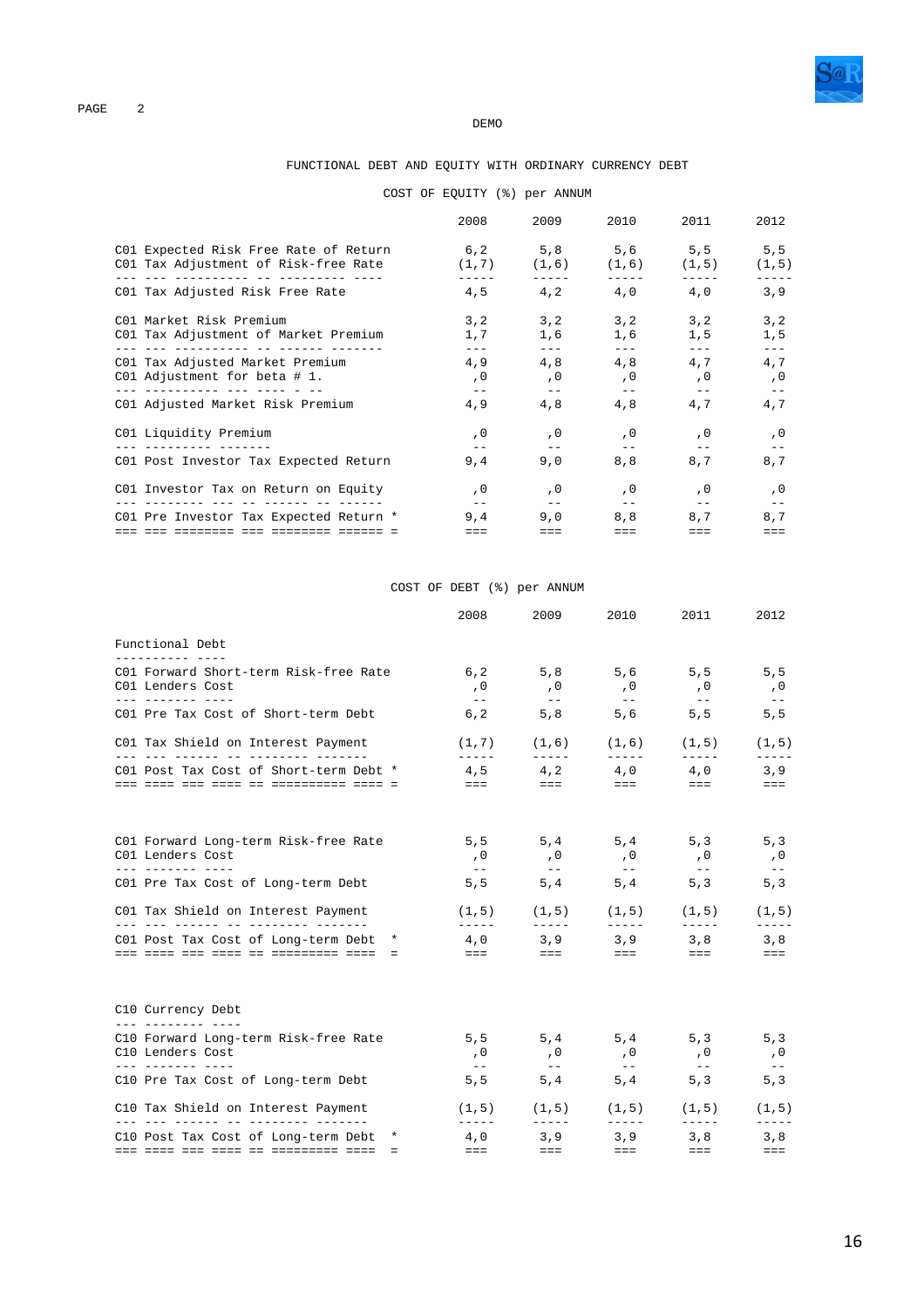DEMO

## FUNCTIONAL DEBT AND EQUITY WITH ORDINARY CURRENCY DEBT

### COST OF EQUITY (%) per ANNUM

| | 2008 | 2009 | 2010 | 2011 | 2012 |
|---|---|---|---|---|---|
| C01 Expected Risk Free Rate of Return | 6,2 | 5,8 | 5,6 | 5,5 | 5,5 |
| C01 Tax Adjustment of Risk-free Rate | (1,7) | (1,6) | (1,6) | (1,5) | (1,5) |
| C01 Tax Adjusted Risk Free Rate | 4,5 | 4,2 | 4,0 | 4,0 | 3,9 |
| C01 Market Risk Premium | 3,2 | 3,2 | 3,2 | 3,2 | 3,2 |
| C01 Tax Adjustment of Market Premium | 1,7 | 1,6 | 1,6 | 1,5 | 1,5 |
| C01 Tax Adjusted Market Premium | 4,9 | 4,8 | 4,8 | 4,7 | 4,7 |
| C01 Adjustment for beta # 1. | ,0 | ,0 | ,0 | ,0 | ,0 |
| C01 Adjusted Market Risk Premium | 4,9 | 4,8 | 4,8 | 4,7 | 4,7 |
| C01 Liquidity Premium | ,0 | ,0 | ,0 | ,0 | ,0 |
| C01 Post Investor Tax Expected Return | 9,4 | 9,0 | 8,8 | 8,7 | 8,7 |
| C01 Investor Tax on Return on Equity | ,0 | ,0 | ,0 | ,0 | ,0 |
| C01 Pre Investor Tax Expected Return * | 9,4 | 9,0 | 8,8 | 8,7 | 8,7 |

### COST OF DEBT (%) per ANNUM

| | 2008 | 2009 | 2010 | 2011 | 2012 |
|---|---|---|---|---|---|
| **Functional Debt** | | | | | |
| C01 Forward Short-term Risk-free Rate | 6,2 | 5,8 | 5,6 | 5,5 | 5,5 |
| C01 Lenders Cost | ,0 | ,0 | ,0 | ,0 | ,0 |
| C01 Pre Tax Cost of Short-term Debt | 6,2 | 5,8 | 5,6 | 5,5 | 5,5 |
| C01 Tax Shield on Interest Payment | (1,7) | (1,6) | (1,6) | (1,5) | (1,5) |
| C01 Post Tax Cost of Short-term Debt * | 4,5 | 4,2 | 4,0 | 4,0 | 3,9 |
| C01 Forward Long-term Risk-free Rate | 5,5 | 5,4 | 5,4 | 5,3 | 5,3 |
| C01 Lenders Cost | ,0 | ,0 | ,0 | ,0 | ,0 |
| C01 Pre Tax Cost of Long-term Debt | 5,5 | 5,4 | 5,4 | 5,3 | 5,3 |
| C01 Tax Shield on Interest Payment | (1,5) | (1,5) | (1,5) | (1,5) | (1,5) |
| C01 Post Tax Cost of Long-term Debt * | 4,0 | 3,9 | 3,9 | 3,8 | 3,8 |
| **C10 Currency Debt** | | | | | |
| C10 Forward Long-term Risk-free Rate | 5,5 | 5,4 | 5,4 | 5,3 | 5,3 |
| C10 Lenders Cost | ,0 | ,0 | ,0 | ,0 | ,0 |
| C10 Pre Tax Cost of Long-term Debt | 5,5 | 5,4 | 5,4 | 5,3 | 5,3 |
| C10 Tax Shield on Interest Payment | (1,5) | (1,5) | (1,5) | (1,5) | (1,5) |
| C10 Post Tax Cost of Long-term Debt * | 4,0 | 3,9 | 3,9 | 3,8 | 3,8 |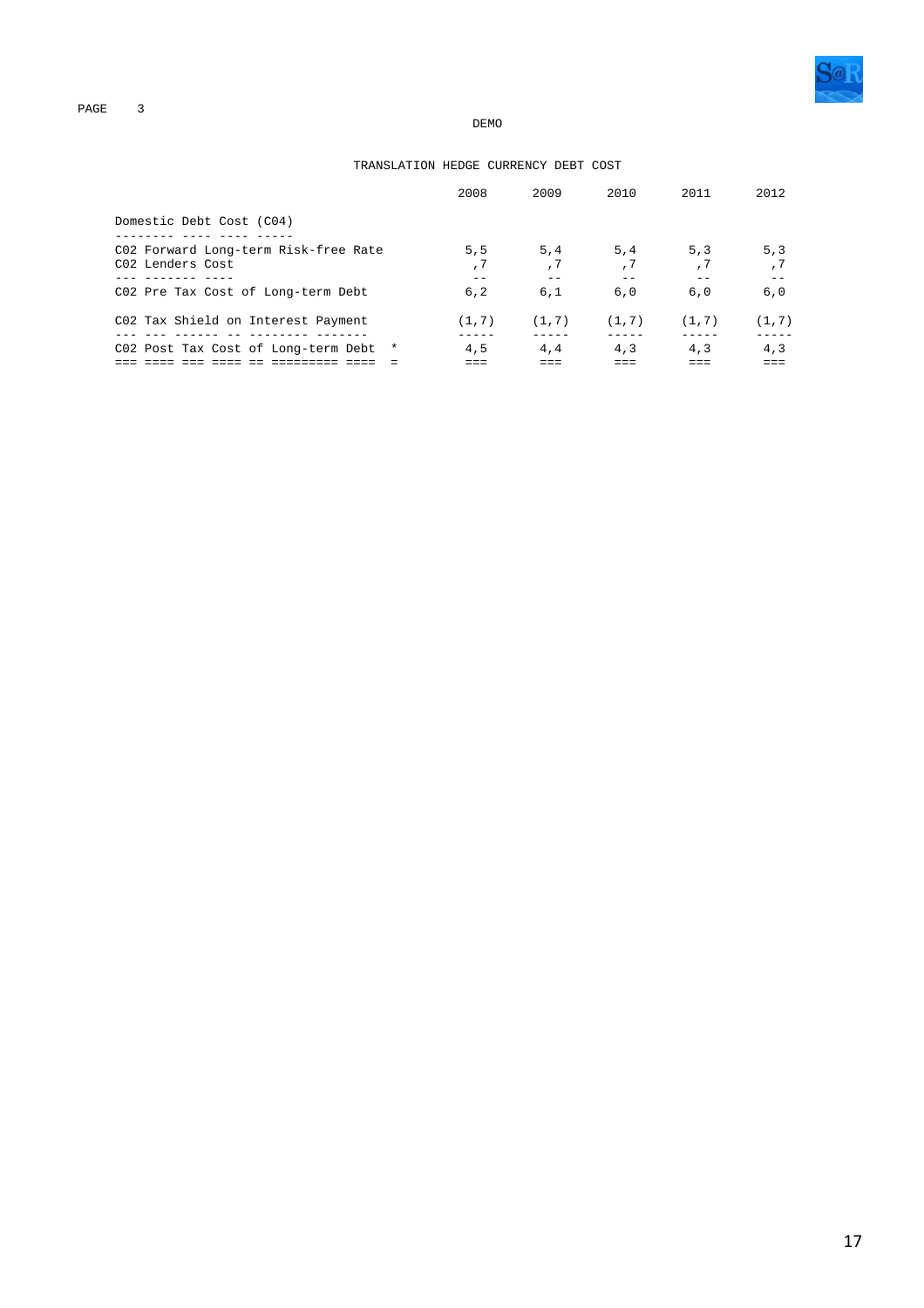DEMO

## TRANSLATION HEDGE CURRENCY DEBT COST

| | 2008 | 2009 | 2010 | 2011 | 2012 |
|---|---|---|---|---|---|
| Domestic Debt Cost (C04) | | | | | |
| C02 Forward Long-term Risk-free Rate | 5,5 | 5,4 | 5,4 | 5,3 | 5,3 |
| C02 Lenders Cost | ,7 | ,7 | ,7 | ,7 | ,7 |
| C02 Pre Tax Cost of Long-term Debt | 6,2 | 6,1 | 6,0 | 6,0 | 6,0 |
| C02 Tax Shield on Interest Payment | (1,7) | (1,7) | (1,7) | (1,7) | (1,7) |
| C02 Post Tax Cost of Long-term Debt * | 4,5 | 4,4 | 4,3 | 4,3 | 4,3 |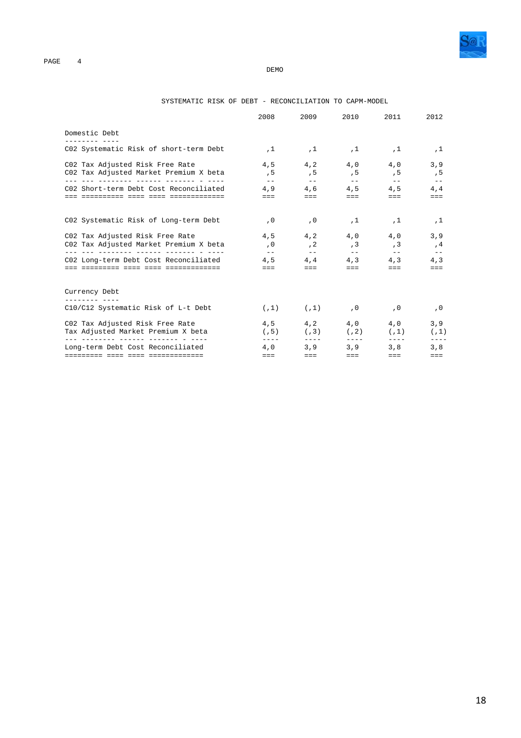DEMO

## SYSTEMATIC RISK OF DEBT - RECONCILIATION TO CAPM-MODEL

| | 2008 | 2009 | 2010 | 2011 | 2012 |
|---|---|---|---|---|---|
| **Domestic Debt** | | | | | |
| C02 Systematic Risk of short-term Debt | ,1 | ,1 | ,1 | ,1 | ,1 |
| C02 Tax Adjusted Risk Free Rate | 4,5 | 4,2 | 4,0 | 4,0 | 3,9 |
| C02 Tax Adjusted Market Premium X beta | ,5 | ,5 | ,5 | ,5 | ,5 |
| C02 Short-term Debt Cost Reconciliated | 4,9 | 4,6 | 4,5 | 4,5 | 4,4 |
| | | | | | |
| C02 Systematic Risk of Long-term Debt | ,0 | ,0 | ,1 | ,1 | ,1 |
| C02 Tax Adjusted Risk Free Rate | 4,5 | 4,2 | 4,0 | 4,0 | 3,9 |
| C02 Tax Adjusted Market Premium X beta | ,0 | ,2 | ,3 | ,3 | ,4 |
| C02 Long-term Debt Cost Reconciliated | 4,5 | 4,4 | 4,3 | 4,3 | 4,3 |
| **Currency Debt** | | | | | |
| C10/C12 Systematic Risk of L-t Debt | (,1) | (,1) | ,0 | ,0 | ,0 |
| C02 Tax Adjusted Risk Free Rate | 4,5 | 4,2 | 4,0 | 4,0 | 3,9 |
| Tax Adjusted Market Premium X beta | (,5) | (,3) | (,2) | (,1) | (,1) |
| Long-term Debt Cost Reconciliated | 4,0 | 3,9 | 3,9 | 3,8 | 3,8 |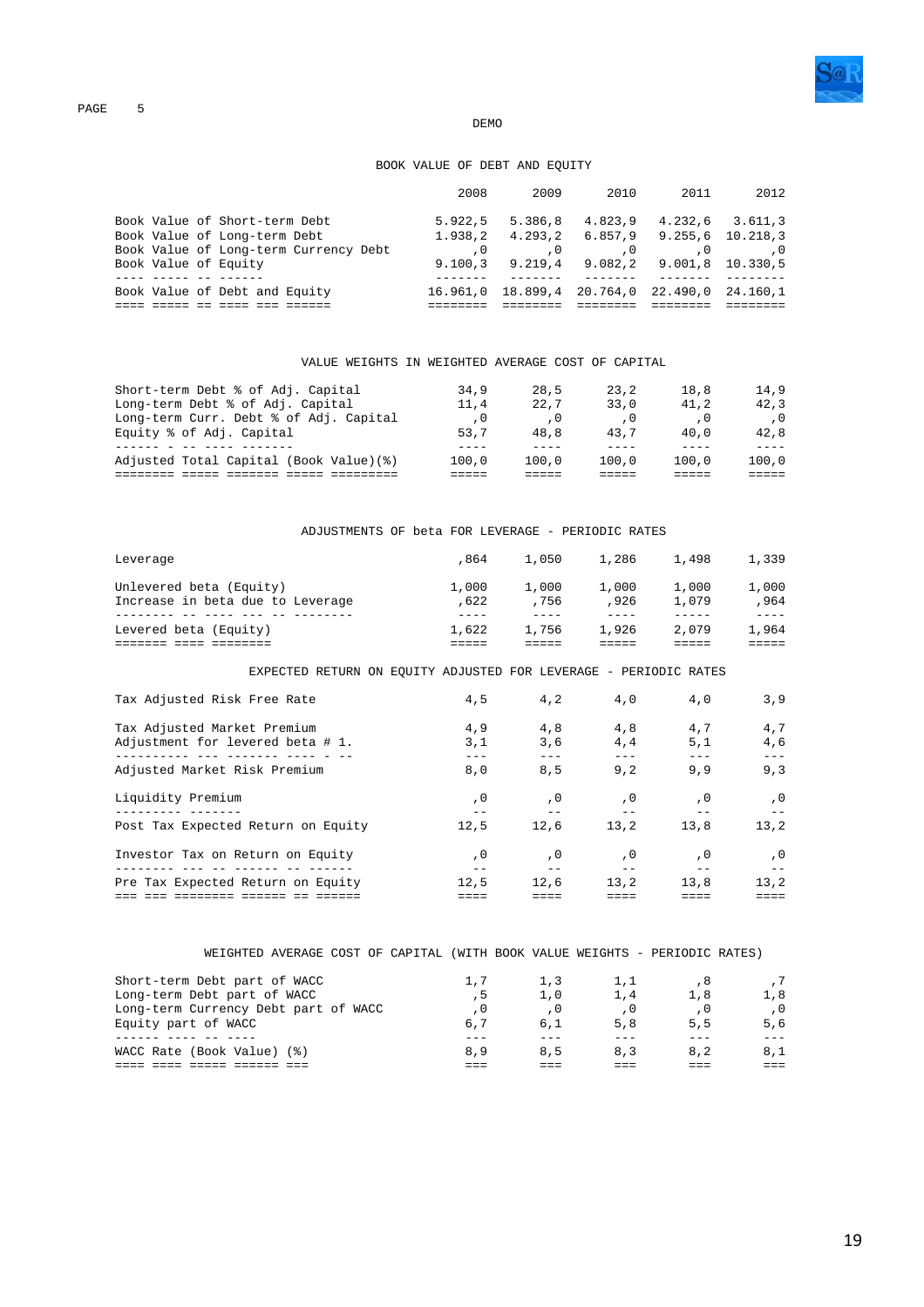DEMO

## BOOK VALUE OF DEBT AND EQUITY

| | 2008 | 2009 | 2010 | 2011 | 2012 |
|---|---|---|---|---|---|
| Book Value of Short-term Debt | 5.922,5 | 5.386,8 | 4.823,9 | 4.232,6 | 3.611,3 |
| Book Value of Long-term Debt | 1.938,2 | 4.293,2 | 6.857,9 | 9.255,6 | 10.218,3 |
| Book Value of Long-term Currency Debt | ,0 | ,0 | ,0 | ,0 | ,0 |
| Book Value of Equity | 9.100,3 | 9.219,4 | 9.082,2 | 9.001,8 | 10.330,5 |
| Book Value of Debt and Equity | 16.961,0 | 18.899,4 | 20.764,0 | 22.490,0 | 24.160,1 |

## VALUE WEIGHTS IN WEIGHTED AVERAGE COST OF CAPITAL

| | | | | | |
|---|---|---|---|---|---|
| Short-term Debt % of Adj. Capital | 34,9 | 28,5 | 23,2 | 18,8 | 14,9 |
| Long-term Debt % of Adj. Capital | 11,4 | 22,7 | 33,0 | 41,2 | 42,3 |
| Long-term Curr. Debt % of Adj. Capital | ,0 | ,0 | ,0 | ,0 | ,0 |
| Equity % of Adj. Capital | 53,7 | 48,8 | 43,7 | 40,0 | 42,8 |
| Adjusted Total Capital (Book Value)(%) | 100,0 | 100,0 | 100,0 | 100,0 | 100,0 |

## ADJUSTMENTS OF beta FOR LEVERAGE - PERIODIC RATES

| | | | | | |
|---|---|---|---|---|---|
| Leverage | ,864 | 1,050 | 1,286 | 1,498 | 1,339 |
| Unlevered beta (Equity) | 1,000 | 1,000 | 1,000 | 1,000 | 1,000 |
| Increase in beta due to Leverage | ,622 | ,756 | ,926 | 1,079 | ,964 |
| Levered beta (Equity) | 1,622 | 1,756 | 1,926 | 2,079 | 1,964 |

## EXPECTED RETURN ON EQUITY ADJUSTED FOR LEVERAGE - PERIODIC RATES

| | | | | | |
|---|---|---|---|---|---|
| Tax Adjusted Risk Free Rate | 4,5 | 4,2 | 4,0 | 4,0 | 3,9 |
| Tax Adjusted Market Premium | 4,9 | 4,8 | 4,8 | 4,7 | 4,7 |
| Adjustment for levered beta # 1. | 3,1 | 3,6 | 4,4 | 5,1 | 4,6 |
| Adjusted Market Risk Premium | 8,0 | 8,5 | 9,2 | 9,9 | 9,3 |
| Liquidity Premium | ,0 | ,0 | ,0 | ,0 | ,0 |
| Post Tax Expected Return on Equity | 12,5 | 12,6 | 13,2 | 13,8 | 13,2 |
| Investor Tax on Return on Equity | ,0 | ,0 | ,0 | ,0 | ,0 |
| Pre Tax Expected Return on Equity | 12,5 | 12,6 | 13,2 | 13,8 | 13,2 |

## WEIGHTED AVERAGE COST OF CAPITAL (WITH BOOK VALUE WEIGHTS - PERIODIC RATES)

| | | | | | |
|---|---|---|---|---|---|
| Short-term Debt part of WACC | 1,7 | 1,3 | 1,1 | ,8 | ,7 |
| Long-term Debt part of WACC | ,5 | 1,0 | 1,4 | 1,8 | 1,8 |
| Long-term Currency Debt part of WACC | ,0 | ,0 | ,0 | ,0 | ,0 |
| Equity part of WACC | 6,7 | 6,1 | 5,8 | 5,5 | 5,6 |
| WACC Rate (Book Value) (%) | 8,9 | 8,5 | 8,3 | 8,2 | 8,1 |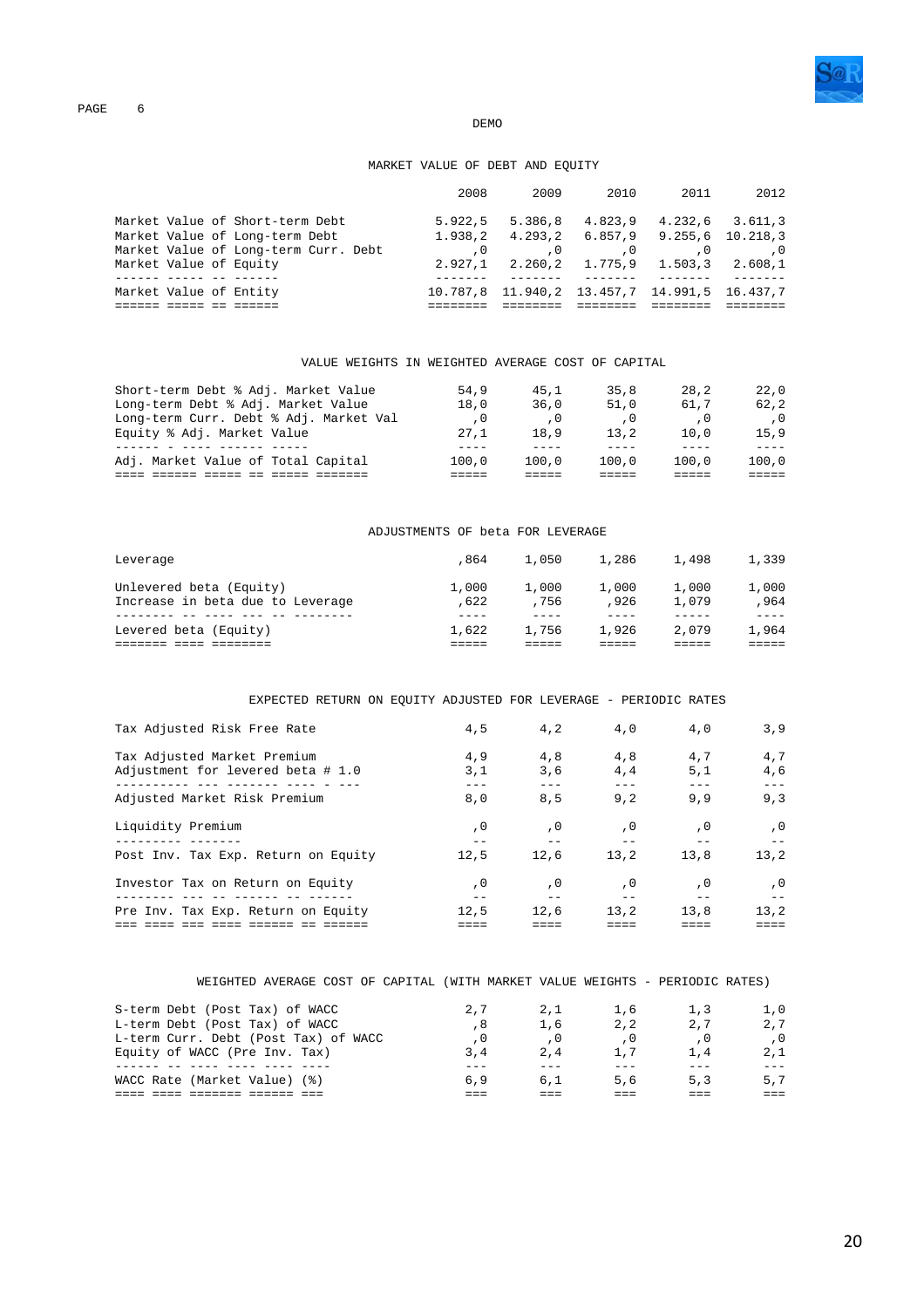DEMO

## MARKET VALUE OF DEBT AND EQUITY

| | 2008 | 2009 | 2010 | 2011 | 2012 |
|---|---|---|---|---|---|
| Market Value of Short-term Debt | 5.922,5 | 5.386,8 | 4.823,9 | 4.232,6 | 3.611,3 |
| Market Value of Long-term Debt | 1.938,2 | 4.293,2 | 6.857,9 | 9.255,6 | 10.218,3 |
| Market Value of Long-term Curr. Debt | ,0 | ,0 | ,0 | ,0 | ,0 |
| Market Value of Equity | 2.927,1 | 2.260,2 | 1.775,9 | 1.503,3 | 2.608,1 |
| Market Value of Entity | 10.787,8 | 11.940,2 | 13.457,7 | 14.991,5 | 16.437,7 |

## VALUE WEIGHTS IN WEIGHTED AVERAGE COST OF CAPITAL

| | 2008 | 2009 | 2010 | 2011 | 2012 |
|---|---|---|---|---|---|
| Short-term Debt % Adj. Market Value | 54,9 | 45,1 | 35,8 | 28,2 | 22,0 |
| Long-term Debt % Adj. Market Value | 18,0 | 36,0 | 51,0 | 61,7 | 62,2 |
| Long-term Curr. Debt % Adj. Market Val | ,0 | ,0 | ,0 | ,0 | ,0 |
| Equity % Adj. Market Value | 27,1 | 18,9 | 13,2 | 10,0 | 15,9 |
| Adj. Market Value of Total Capital | 100,0 | 100,0 | 100,0 | 100,0 | 100,0 |

## ADJUSTMENTS OF beta FOR LEVERAGE

| | 2008 | 2009 | 2010 | 2011 | 2012 |
|---|---|---|---|---|---|
| Leverage | ,864 | 1,050 | 1,286 | 1,498 | 1,339 |
| Unlevered beta (Equity) | 1,000 | 1,000 | 1,000 | 1,000 | 1,000 |
| Increase in beta due to Leverage | ,622 | ,756 | ,926 | 1,079 | ,964 |
| Levered beta (Equity) | 1,622 | 1,756 | 1,926 | 2,079 | 1,964 |

## EXPECTED RETURN ON EQUITY ADJUSTED FOR LEVERAGE - PERIODIC RATES

| | 2008 | 2009 | 2010 | 2011 | 2012 |
|---|---|---|---|---|---|
| Tax Adjusted Risk Free Rate | 4,5 | 4,2 | 4,0 | 4,0 | 3,9 |
| Tax Adjusted Market Premium | 4,9 | 4,8 | 4,8 | 4,7 | 4,7 |
| Adjustment for levered beta # 1.0 | 3,1 | 3,6 | 4,4 | 5,1 | 4,6 |
| Adjusted Market Risk Premium | 8,0 | 8,5 | 9,2 | 9,9 | 9,3 |
| Liquidity Premium | ,0 | ,0 | ,0 | ,0 | ,0 |
| Post Inv. Tax Exp. Return on Equity | 12,5 | 12,6 | 13,2 | 13,8 | 13,2 |
| Investor Tax on Return on Equity | ,0 | ,0 | ,0 | ,0 | ,0 |
| Pre Inv. Tax Exp. Return on Equity | 12,5 | 12,6 | 13,2 | 13,8 | 13,2 |

## WEIGHTED AVERAGE COST OF CAPITAL (WITH MARKET VALUE WEIGHTS - PERIODIC RATES)

| | 2008 | 2009 | 2010 | 2011 | 2012 |
|---|---|---|---|---|---|
| S-term Debt (Post Tax) of WACC | 2,7 | 2,1 | 1,6 | 1,3 | 1,0 |
| L-term Debt (Post Tax) of WACC | ,8 | 1,6 | 2,2 | 2,7 | 2,7 |
| L-term Curr. Debt (Post Tax) of WACC | ,0 | ,0 | ,0 | ,0 | ,0 |
| Equity of WACC (Pre Inv. Tax) | 3,4 | 2,4 | 1,7 | 1,4 | 2,1 |
| WACC Rate (Market Value) (%) | 6,9 | 6,1 | 5,6 | 5,3 | 5,7 |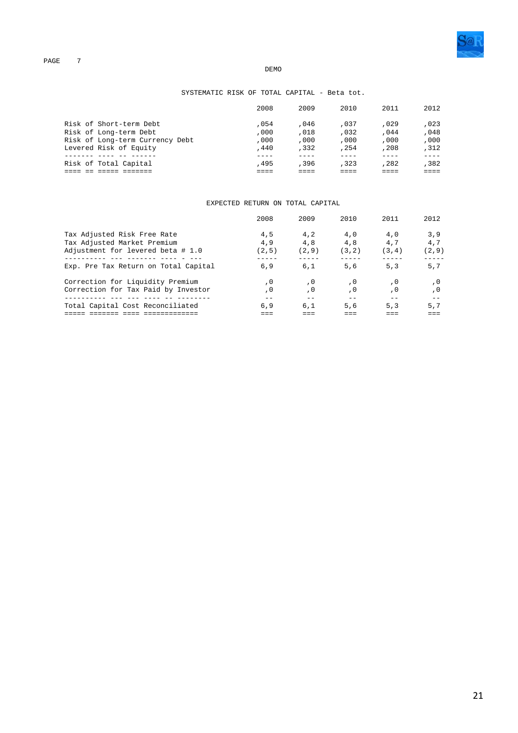DEMO

## SYSTEMATIC RISK OF TOTAL CAPITAL - Beta tot.

| | 2008 | 2009 | 2010 | 2011 | 2012 |
|---|---|---|---|---|---|
| Risk of Short-term Debt | ,054 | ,046 | ,037 | ,029 | ,023 |
| Risk of Long-term Debt | ,000 | ,018 | ,032 | ,044 | ,048 |
| Risk of Long-term Currency Debt | ,000 | ,000 | ,000 | ,000 | ,000 |
| Levered Risk of Equity | ,440 | ,332 | ,254 | ,208 | ,312 |
| Risk of Total Capital | ,495 | ,396 | ,323 | ,282 | ,382 |

## EXPECTED RETURN ON TOTAL CAPITAL

| | 2008 | 2009 | 2010 | 2011 | 2012 |
|---|---|---|---|---|---|
| Tax Adjusted Risk Free Rate | 4,5 | 4,2 | 4,0 | 4,0 | 3,9 |
| Tax Adjusted Market Premium | 4,9 | 4,8 | 4,8 | 4,7 | 4,7 |
| Adjustment for levered beta # 1.0 | (2,5) | (2,9) | (3,2) | (3,4) | (2,9) |
| Exp. Pre Tax Return on Total Capital | 6,9 | 6,1 | 5,6 | 5,3 | 5,7 |
| Correction for Liquidity Premium | ,0 | ,0 | ,0 | ,0 | ,0 |
| Correction for Tax Paid by Investor | ,0 | ,0 | ,0 | ,0 | ,0 |
| Total Capital Cost Reconciliated | 6,9 | 6,1 | 5,6 | 5,3 | 5,7 |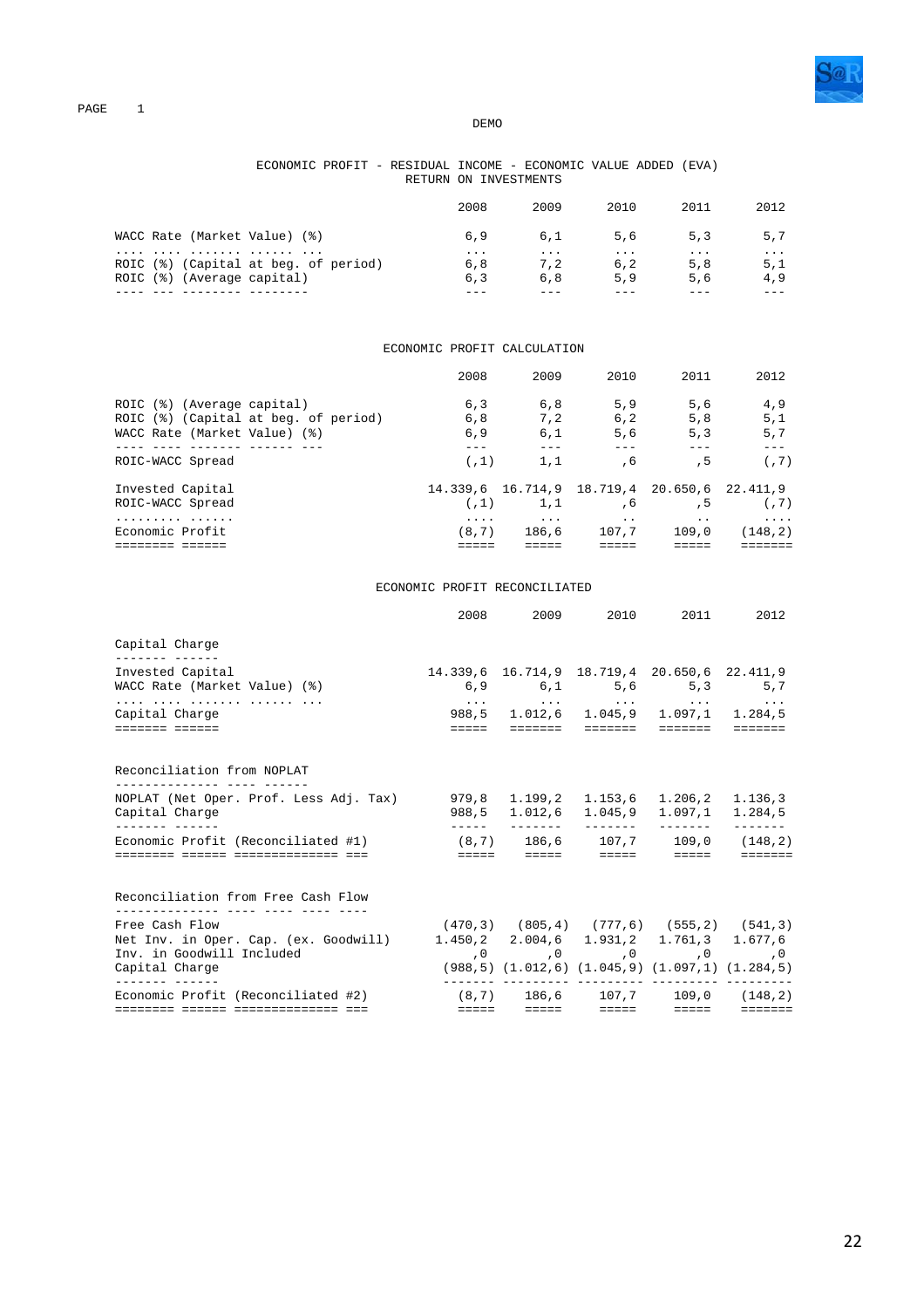DEMO

## ECONOMIC PROFIT - RESIDUAL INCOME - ECONOMIC VALUE ADDED (EVA)

### RETURN ON INVESTMENTS

| | 2008 | 2009 | 2010 | 2011 | 2012 |
|---|---|---|---|---|---|
| WACC Rate (Market Value) (%) | 6,9 | 6,1 | 5,6 | 5,3 | 5,7 |
| ROIC (%) (Capital at beg. of period) | 6,8 | 7,2 | 6,2 | 5,8 | 5,1 |
| ROIC (%) (Average capital) | 6,3 | 6,8 | 5,9 | 5,6 | 4,9 |

### ECONOMIC PROFIT CALCULATION

| | 2008 | 2009 | 2010 | 2011 | 2012 |
|---|---|---|---|---|---|
| ROIC (%) (Average capital) | 6,3 | 6,8 | 5,9 | 5,6 | 4,9 |
| ROIC (%) (Capital at beg. of period) | 6,8 | 7,2 | 6,2 | 5,8 | 5,1 |
| WACC Rate (Market Value) (%) | 6,9 | 6,1 | 5,6 | 5,3 | 5,7 |
| ROIC-WACC Spread | (,1) | 1,1 | ,6 | ,5 | (,7) |
| | | | | | |
| Invested Capital | 14.339,6 | 16.714,9 | 18.719,4 | 20.650,6 | 22.411,9 |
| ROIC-WACC Spread | (,1) | 1,1 | ,6 | ,5 | (,7) |
| Economic Profit | (8,7) | 186,6 | 107,7 | 109,0 | (148,2) |

### ECONOMIC PROFIT RECONCILIATED

| | 2008 | 2009 | 2010 | 2011 | 2012 |
|---|---|---|---|---|---|
| **Capital Charge** | | | | | |
| Invested Capital | 14.339,6 | 16.714,9 | 18.719,4 | 20.650,6 | 22.411,9 |
| WACC Rate (Market Value) (%) | 6,9 | 6,1 | 5,6 | 5,3 | 5,7 |
| Capital Charge | 988,5 | 1.012,6 | 1.045,9 | 1.097,1 | 1.284,5 |
| | | | | | |
| **Reconciliation from NOPLAT** | | | | | |
| NOPLAT (Net Oper. Prof. Less Adj. Tax) | 979,8 | 1.199,2 | 1.153,6 | 1.206,2 | 1.136,3 |
| Capital Charge | 988,5 | 1.012,6 | 1.045,9 | 1.097,1 | 1.284,5 |
| Economic Profit (Reconciliated #1) | (8,7) | 186,6 | 107,7 | 109,0 | (148,2) |
| | | | | | |
| **Reconciliation from Free Cash Flow** | | | | | |
| Free Cash Flow | (470,3) | (805,4) | (777,6) | (555,2) | (541,3) |
| Net Inv. in Oper. Cap. (ex. Goodwill) | 1.450,2 | 2.004,6 | 1.931,2 | 1.761,3 | 1.677,6 |
| Inv. in Goodwill Included | ,0 | ,0 | ,0 | ,0 | ,0 |
| Capital Charge | (988,5) | (1.012,6) | (1.045,9) | (1.097,1) | (1.284,5) |
| Economic Profit (Reconciliated #2) | (8,7) | 186,6 | 107,7 | 109,0 | (148,2) |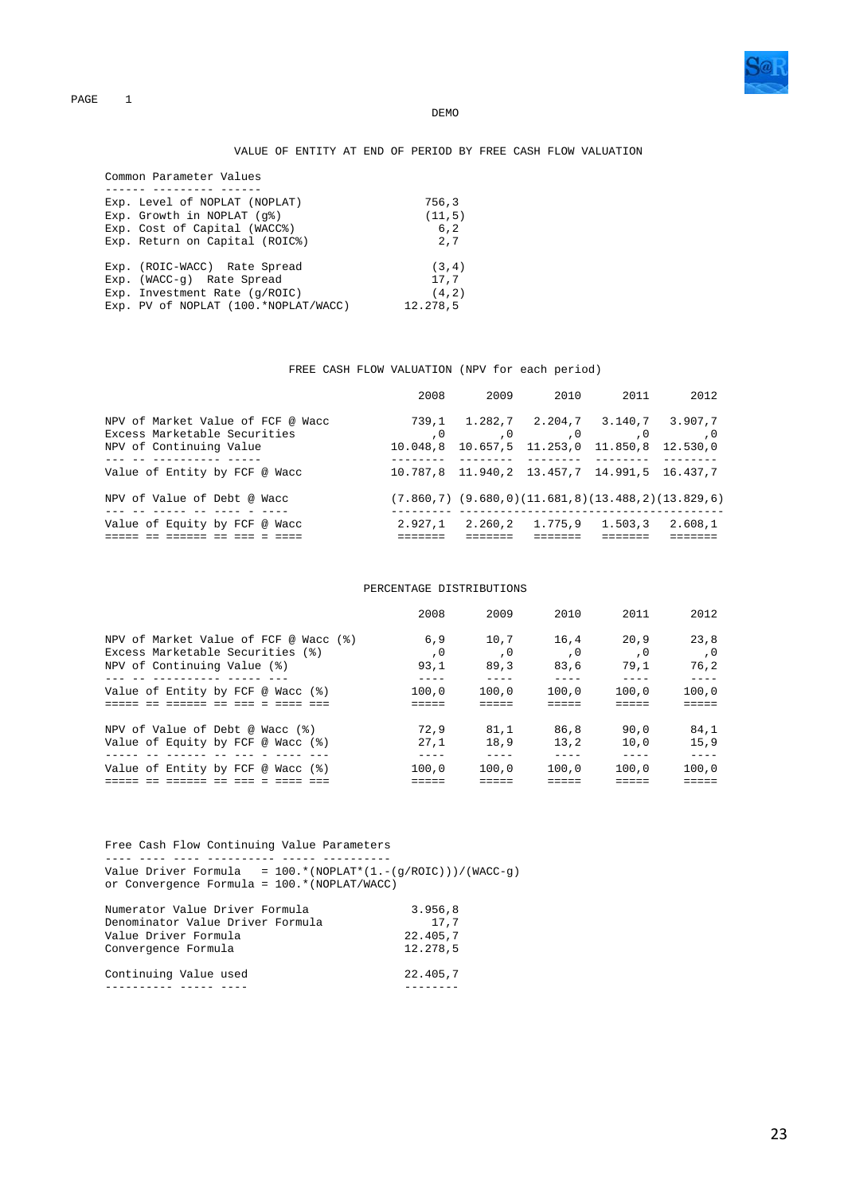DEMO

## VALUE OF ENTITY AT END OF PERIOD BY FREE CASH FLOW VALUATION

| Common Parameter Values | |
|---|---|
| Exp. Level of NOPLAT (NOPLAT) | 756,3 |
| Exp. Growth in NOPLAT (g%) | (11,5) |
| Exp. Cost of Capital (WACC%) | 6,2 |
| Exp. Return on Capital (ROIC%) | 2,7 |
| Exp. (ROIC-WACC) Rate Spread | (3,4) |
| Exp. (WACC-g) Rate Spread | 17,7 |
| Exp. Investment Rate (g/ROIC) | (4,2) |
| Exp. PV of NOPLAT (100.*NOPLAT/WACC) | 12.278,5 |

### FREE CASH FLOW VALUATION (NPV for each period)

| | 2008 | 2009 | 2010 | 2011 | 2012 |
|---|---|---|---|---|---|
| NPV of Market Value of FCF @ Wacc | 739,1 | 1.282,7 | 2.204,7 | 3.140,7 | 3.907,7 |
| Excess Marketable Securities | ,0 | ,0 | ,0 | ,0 | ,0 |
| NPV of Continuing Value | 10.048,8 | 10.657,5 | 11.253,0 | 11.850,8 | 12.530,0 |
| Value of Entity by FCF @ Wacc | 10.787,8 | 11.940,2 | 13.457,7 | 14.991,5 | 16.437,7 |
| NPV of Value of Debt @ Wacc | (7.860,7) | (9.680,0) | (11.681,8) | (13.488,2) | (13.829,6) |
| Value of Equity by FCF @ Wacc | 2.927,1 | 2.260,2 | 1.775,9 | 1.503,3 | 2.608,1 |

### PERCENTAGE DISTRIBUTIONS

| | 2008 | 2009 | 2010 | 2011 | 2012 |
|---|---|---|---|---|---|
| NPV of Market Value of FCF @ Wacc (%) | 6,9 | 10,7 | 16,4 | 20,9 | 23,8 |
| Excess Marketable Securities (%) | ,0 | ,0 | ,0 | ,0 | ,0 |
| NPV of Continuing Value (%) | 93,1 | 89,3 | 83,6 | 79,1 | 76,2 |
| Value of Entity by FCF @ Wacc (%) | 100,0 | 100,0 | 100,0 | 100,0 | 100,0 |
| NPV of Value of Debt @ Wacc (%) | 72,9 | 81,1 | 86,8 | 90,0 | 84,1 |
| Value of Equity by FCF @ Wacc (%) | 27,1 | 18,9 | 13,2 | 10,0 | 15,9 |
| Value of Entity by FCF @ Wacc (%) | 100,0 | 100,0 | 100,0 | 100,0 | 100,0 |

Free Cash Flow Continuing Value Parameters

Value Driver Formula = 100.*(NOPLAT*(1.-(g/ROIC)))/(WACC-g)
or Convergence Formula = 100.*(NOPLAT/WACC)

| | |
|---|---|
| Numerator Value Driver Formula | 3.956,8 |
| Denominator Value Driver Formula | 17,7 |
| Value Driver Formula | 22.405,7 |
| Convergence Formula | 12.278,5 |
| Continuing Value used | 22.405,7 |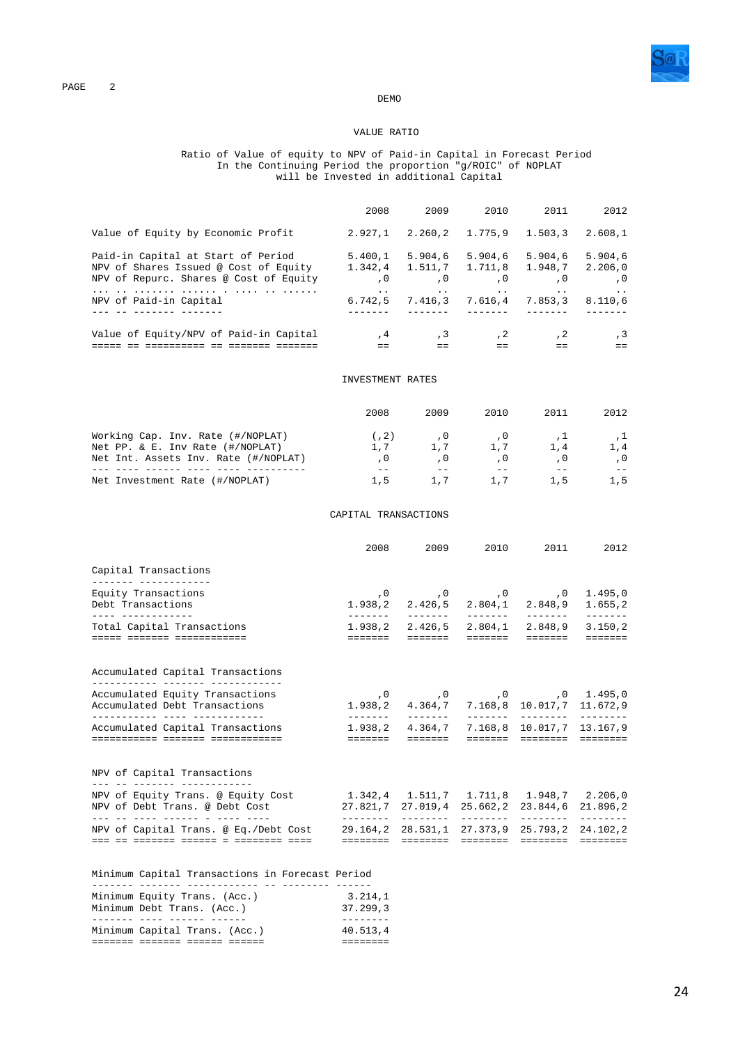DEMO

## VALUE RATIO

Ratio of Value of equity to NPV of Paid-in Capital in Forecast Period
In the Continuing Period the proportion "g/ROIC" of NOPLAT
will be Invested in additional Capital

| | 2008 | 2009 | 2010 | 2011 | 2012 |
|---|---|---|---|---|---|
| Value of Equity by Economic Profit | 2.927,1 | 2.260,2 | 1.775,9 | 1.503,3 | 2.608,1 |
| Paid-in Capital at Start of Period | 5.400,1 | 5.904,6 | 5.904,6 | 5.904,6 | 5.904,6 |
| NPV of Shares Issued @ Cost of Equity | 1.342,4 | 1.511,7 | 1.711,8 | 1.948,7 | 2.206,0 |
| NPV of Repurc. Shares @ Cost of Equity | ,0 | ,0 | ,0 | ,0 | ,0 |
| NPV of Paid-in Capital | 6.742,5 | 7.416,3 | 7.616,4 | 7.853,3 | 8.110,6 |
| Value of Equity/NPV of Paid-in Capital | ,4 | ,3 | ,2 | ,2 | ,3 |

## INVESTMENT RATES

| | 2008 | 2009 | 2010 | 2011 | 2012 |
|---|---|---|---|---|---|
| Working Cap. Inv. Rate (#/NOPLAT) | (,2) | ,0 | ,0 | ,1 | ,1 |
| Net PP. & E. Inv Rate (#/NOPLAT) | 1,7 | 1,7 | 1,7 | 1,4 | 1,4 |
| Net Int. Assets Inv. Rate (#/NOPLAT) | ,0 | ,0 | ,0 | ,0 | ,0 |
| Net Investment Rate (#/NOPLAT) | 1,5 | 1,7 | 1,7 | 1,5 | 1,5 |

## CAPITAL TRANSACTIONS

| | 2008 | 2009 | 2010 | 2011 | 2012 |
|---|---|---|---|---|---|
| **Capital Transactions** | | | | | |
| Equity Transactions | ,0 | ,0 | ,0 | ,0 | 1.495,0 |
| Debt Transactions | 1.938,2 | 2.426,5 | 2.804,1 | 2.848,9 | 1.655,2 |
| Total Capital Transactions | 1.938,2 | 2.426,5 | 2.804,1 | 2.848,9 | 3.150,2 |
| **Accumulated Capital Transactions** | | | | | |
| Accumulated Equity Transactions | ,0 | ,0 | ,0 | ,0 | 1.495,0 |
| Accumulated Debt Transactions | 1.938,2 | 4.364,7 | 7.168,8 | 10.017,7 | 11.672,9 |
| Accumulated Capital Transactions | 1.938,2 | 4.364,7 | 7.168,8 | 10.017,7 | 13.167,9 |
| **NPV of Capital Transactions** | | | | | |
| NPV of Equity Trans. @ Equity Cost | 1.342,4 | 1.511,7 | 1.711,8 | 1.948,7 | 2.206,0 |
| NPV of Debt Trans. @ Debt Cost | 27.821,7 | 27.019,4 | 25.662,2 | 23.844,6 | 21.896,2 |
| NPV of Capital Trans. @ Eq./Debt Cost | 29.164,2 | 28.531,1 | 27.373,9 | 25.793,2 | 24.102,2 |

| Minimum Capital Transactions in Forecast Period | |
|---|---|
| Minimum Equity Trans. (Acc.) | 3.214,1 |
| Minimum Debt Trans. (Acc.) | 37.299,3 |
| Minimum Capital Trans. (Acc.) | 40.513,4 |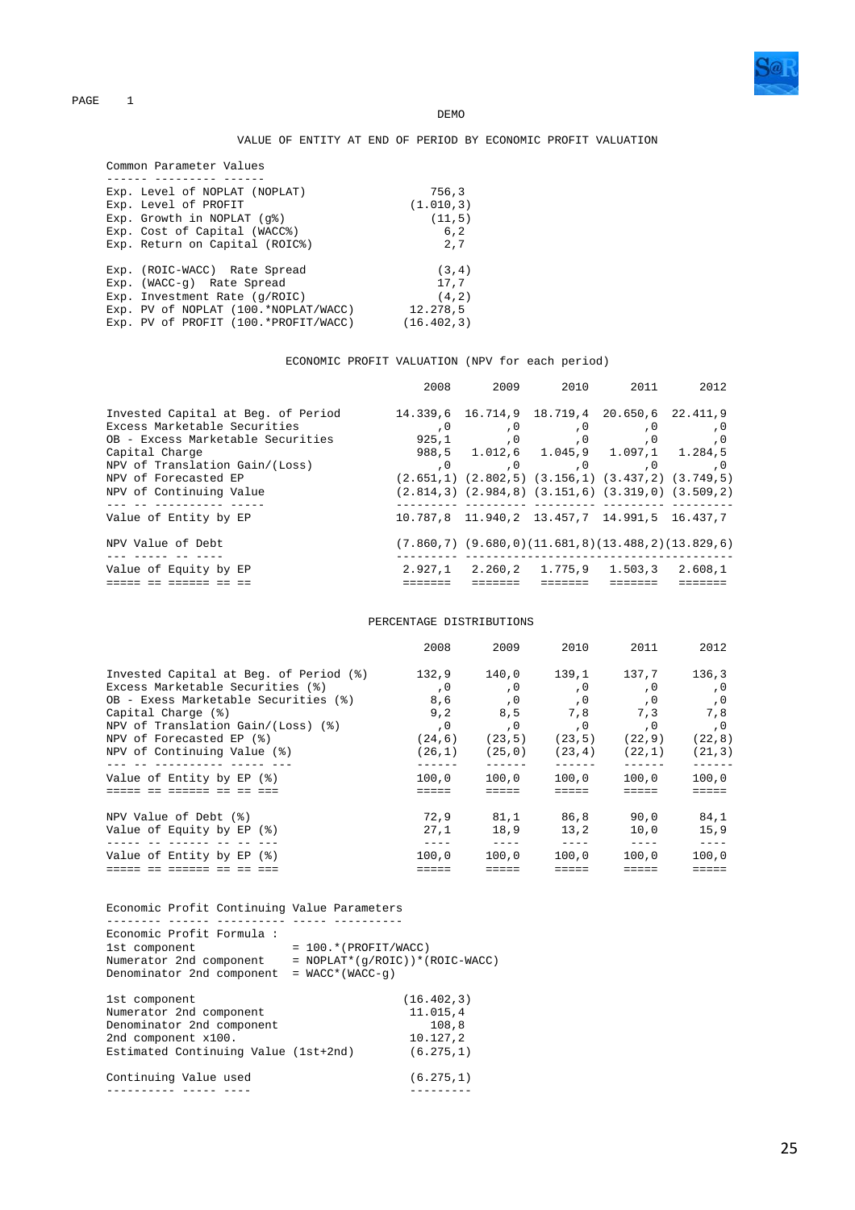DEMO

## VALUE OF ENTITY AT END OF PERIOD BY ECONOMIC PROFIT VALUATION

### Common Parameter Values

| Parameter | Value |
|---|---|
| Exp. Level of NOPLAT (NOPLAT) | 756,3 |
| Exp. Level of PROFIT | (1.010,3) |
| Exp. Growth in NOPLAT (g%) | (11,5) |
| Exp. Cost of Capital (WACC%) | 6,2 |
| Exp. Return on Capital (ROIC%) | 2,7 |
| Exp. (ROIC-WACC) Rate Spread | (3,4) |
| Exp. (WACC-g) Rate Spread | 17,7 |
| Exp. Investment Rate (g/ROIC) | (4,2) |
| Exp. PV of NOPLAT (100.*NOPLAT/WACC) | 12.278,5 |
| Exp. PV of PROFIT (100.*PROFIT/WACC) | (16.402,3) |

### ECONOMIC PROFIT VALUATION (NPV for each period)

| | 2008 | 2009 | 2010 | 2011 | 2012 |
|---|---|---|---|---|---|
| Invested Capital at Beg. of Period | 14.339,6 | 16.714,9 | 18.719,4 | 20.650,6 | 22.411,9 |
| Excess Marketable Securities | ,0 | ,0 | ,0 | ,0 | ,0 |
| OB - Excess Marketable Securities | 925,1 | ,0 | ,0 | ,0 | ,0 |
| Capital Charge | 988,5 | 1.012,6 | 1.045,9 | 1.097,1 | 1.284,5 |
| NPV of Translation Gain/(Loss) | ,0 | ,0 | ,0 | ,0 | ,0 |
| NPV of Forecasted EP | (2.651,1) | (2.802,5) | (3.156,1) | (3.437,2) | (3.749,5) |
| NPV of Continuing Value | (2.814,3) | (2.984,8) | (3.151,6) | (3.319,0) | (3.509,2) |
| Value of Entity by EP | 10.787,8 | 11.940,2 | 13.457,7 | 14.991,5 | 16.437,7 |
| NPV Value of Debt | (7.860,7) | (9.680,0) | (11.681,8) | (13.488,2) | (13.829,6) |
| Value of Equity by EP | 2.927,1 | 2.260,2 | 1.775,9 | 1.503,3 | 2.608,1 |

### PERCENTAGE DISTRIBUTIONS

| | 2008 | 2009 | 2010 | 2011 | 2012 |
|---|---|---|---|---|---|
| Invested Capital at Beg. of Period (%) | 132,9 | 140,0 | 139,1 | 137,7 | 136,3 |
| Excess Marketable Securities (%) | ,0 | ,0 | ,0 | ,0 | ,0 |
| OB - Exess Marketable Securities (%) | 8,6 | ,0 | ,0 | ,0 | ,0 |
| Capital Charge (%) | 9,2 | 8,5 | 7,8 | 7,3 | 7,8 |
| NPV of Translation Gain/(Loss) (%) | ,0 | ,0 | ,0 | ,0 | ,0 |
| NPV of Forecasted EP (%) | (24,6) | (23,5) | (23,5) | (22,9) | (22,8) |
| NPV of Continuing Value (%) | (26,1) | (25,0) | (23,4) | (22,1) | (21,3) |
| Value of Entity by EP (%) | 100,0 | 100,0 | 100,0 | 100,0 | 100,0 |
| NPV Value of Debt (%) | 72,9 | 81,1 | 86,8 | 90,0 | 84,1 |
| Value of Equity by EP (%) | 27,1 | 18,9 | 13,2 | 10,0 | 15,9 |
| Value of Entity by EP (%) | 100,0 | 100,0 | 100,0 | 100,0 | 100,0 |

### Economic Profit Continuing Value Parameters

Economic Profit Formula :
- 1st component = 100.*(PROFIT/WACC)
- Numerator 2nd component = NOPLAT*(g/ROIC))*(ROIC-WACC)
- Denominator 2nd component = WACC*(WACC-g)

| Parameter | Value |
|---|---|
| 1st component | (16.402,3) |
| Numerator 2nd component | 11.015,4 |
| Denominator 2nd component | 108,8 |
| 2nd component x100. | 10.127,2 |
| Estimated Continuing Value (1st+2nd) | (6.275,1) |
| Continuing Value used | (6.275,1) |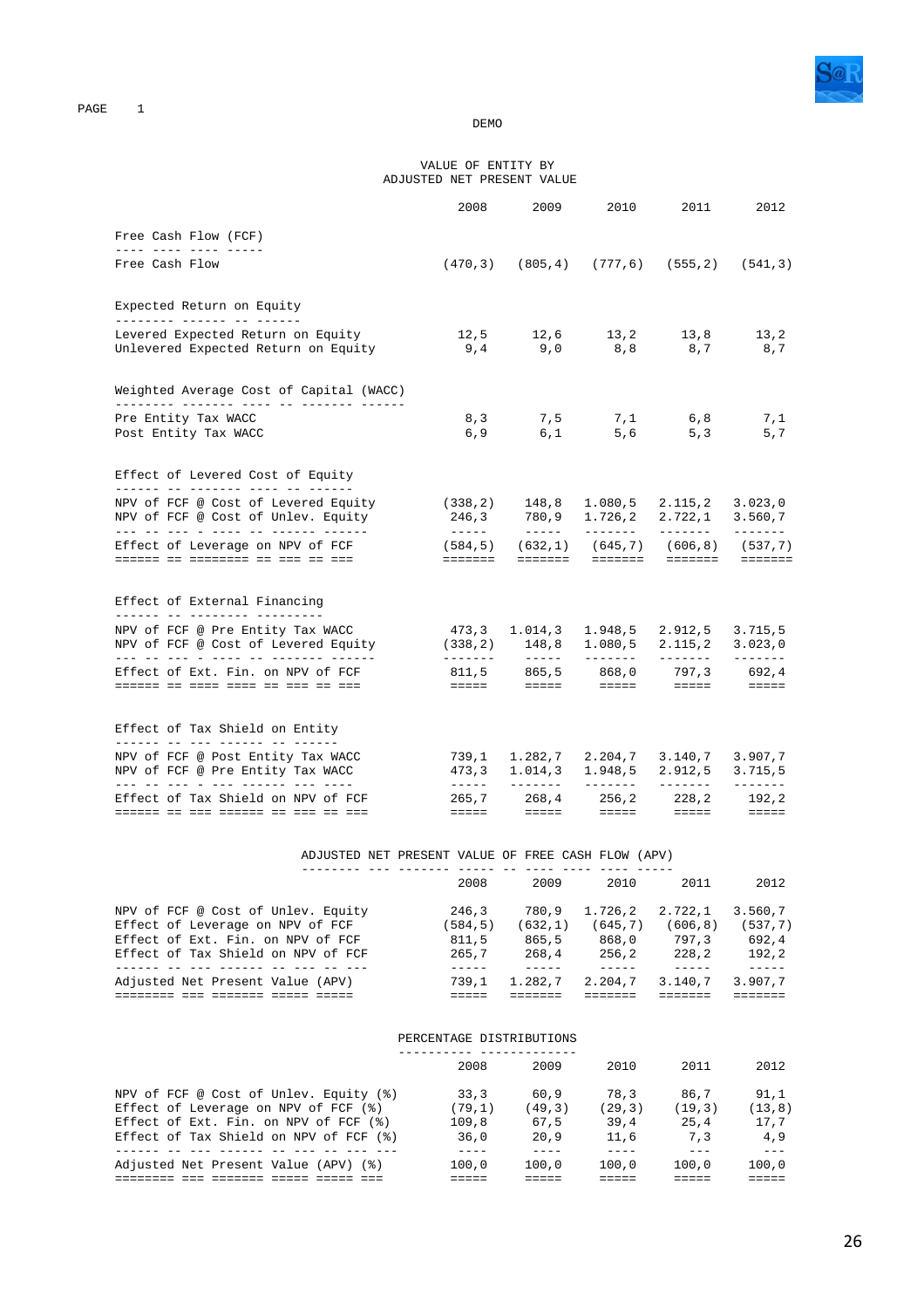DEMO

## VALUE OF ENTITY BY ADJUSTED NET PRESENT VALUE

| | 2008 | 2009 | 2010 | 2011 | 2012 |
|---|---|---|---|---|---|
| **Free Cash Flow (FCF)** | | | | | |
| Free Cash Flow | (470,3) | (805,4) | (777,6) | (555,2) | (541,3) |
| **Expected Return on Equity** | | | | | |
| Levered Expected Return on Equity | 12,5 | 12,6 | 13,2 | 13,8 | 13,2 |
| Unlevered Expected Return on Equity | 9,4 | 9,0 | 8,8 | 8,7 | 8,7 |
| **Weighted Average Cost of Capital (WACC)** | | | | | |
| Pre Entity Tax WACC | 8,3 | 7,5 | 7,1 | 6,8 | 7,1 |
| Post Entity Tax WACC | 6,9 | 6,1 | 5,6 | 5,3 | 5,7 |
| **Effect of Levered Cost of Equity** | | | | | |
| NPV of FCF @ Cost of Levered Equity | (338,2) | 148,8 | 1.080,5 | 2.115,2 | 3.023,0 |
| NPV of FCF @ Cost of Unlev. Equity | 246,3 | 780,9 | 1.726,2 | 2.722,1 | 3.560,7 |
| Effect of Leverage on NPV of FCF | (584,5) | (632,1) | (645,7) | (606,8) | (537,7) |
| **Effect of External Financing** | | | | | |
| NPV of FCF @ Pre Entity Tax WACC | 473,3 | 1.014,3 | 1.948,5 | 2.912,5 | 3.715,5 |
| NPV of FCF @ Cost of Levered Equity | (338,2) | 148,8 | 1.080,5 | 2.115,2 | 3.023,0 |
| Effect of Ext. Fin. on NPV of FCF | 811,5 | 865,5 | 868,0 | 797,3 | 692,4 |
| **Effect of Tax Shield on Entity** | | | | | |
| NPV of FCF @ Post Entity Tax WACC | 739,1 | 1.282,7 | 2.204,7 | 3.140,7 | 3.907,7 |
| NPV of FCF @ Pre Entity Tax WACC | 473,3 | 1.014,3 | 1.948,5 | 2.912,5 | 3.715,5 |
| Effect of Tax Shield on NPV of FCF | 265,7 | 268,4 | 256,2 | 228,2 | 192,2 |

## ADJUSTED NET PRESENT VALUE OF FREE CASH FLOW (APV)

| | 2008 | 2009 | 2010 | 2011 | 2012 |
|---|---|---|---|---|---|
| NPV of FCF @ Cost of Unlev. Equity | 246,3 | 780,9 | 1.726,2 | 2.722,1 | 3.560,7 |
| Effect of Leverage on NPV of FCF | (584,5) | (632,1) | (645,7) | (606,8) | (537,7) |
| Effect of Ext. Fin. on NPV of FCF | 811,5 | 865,5 | 868,0 | 797,3 | 692,4 |
| Effect of Tax Shield on NPV of FCF | 265,7 | 268,4 | 256,2 | 228,2 | 192,2 |
| Adjusted Net Present Value (APV) | 739,1 | 1.282,7 | 2.204,7 | 3.140,7 | 3.907,7 |

## PERCENTAGE DISTRIBUTIONS

| | 2008 | 2009 | 2010 | 2011 | 2012 |
|---|---|---|---|---|---|
| NPV of FCF @ Cost of Unlev. Equity (%) | 33,3 | 60,9 | 78,3 | 86,7 | 91,1 |
| Effect of Leverage on NPV of FCF (%) | (79,1) | (49,3) | (29,3) | (19,3) | (13,8) |
| Effect of Ext. Fin. on NPV of FCF (%) | 109,8 | 67,5 | 39,4 | 25,4 | 17,7 |
| Effect of Tax Shield on NPV of FCF (%) | 36,0 | 20,9 | 11,6 | 7,3 | 4,9 |
| Adjusted Net Present Value (APV) (%) | 100,0 | 100,0 | 100,0 | 100,0 | 100,0 |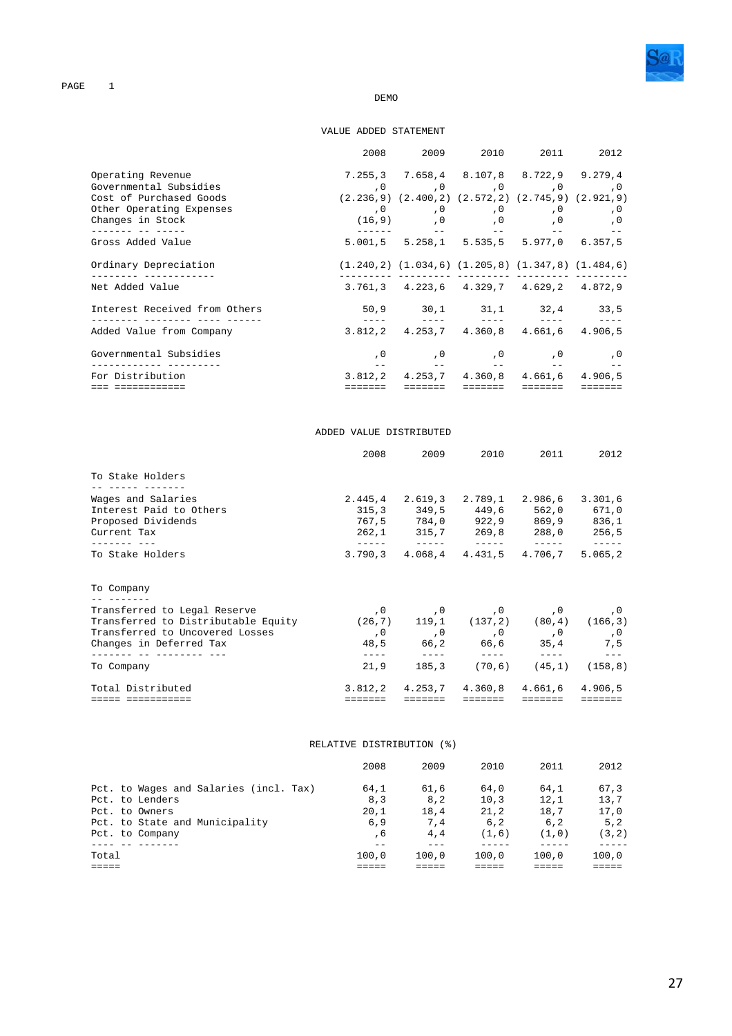DEMO

## VALUE ADDED STATEMENT

| | 2008 | 2009 | 2010 | 2011 | 2012 |
|---|---|---|---|---|---|
| Operating Revenue | 7.255,3 | 7.658,4 | 8.107,8 | 8.722,9 | 9.279,4 |
| Governmental Subsidies | ,0 | ,0 | ,0 | ,0 | ,0 |
| Cost of Purchased Goods | (2.236,9) | (2.400,2) | (2.572,2) | (2.745,9) | (2.921,9) |
| Other Operating Expenses | ,0 | ,0 | ,0 | ,0 | ,0 |
| Changes in Stock | (16,9) | ,0 | ,0 | ,0 | ,0 |
| Gross Added Value | 5.001,5 | 5.258,1 | 5.535,5 | 5.977,0 | 6.357,5 |
| Ordinary Depreciation | (1.240,2) | (1.034,6) | (1.205,8) | (1.347,8) | (1.484,6) |
| Net Added Value | 3.761,3 | 4.223,6 | 4.329,7 | 4.629,2 | 4.872,9 |
| Interest Received from Others | 50,9 | 30,1 | 31,1 | 32,4 | 33,5 |
| Added Value from Company | 3.812,2 | 4.253,7 | 4.360,8 | 4.661,6 | 4.906,5 |
| Governmental Subsidies | ,0 | ,0 | ,0 | ,0 | ,0 |
| For Distribution | 3.812,2 | 4.253,7 | 4.360,8 | 4.661,6 | 4.906,5 |

## ADDED VALUE DISTRIBUTED

| | 2008 | 2009 | 2010 | 2011 | 2012 |
|---|---|---|---|---|---|
| **To Stake Holders** | | | | | |
| Wages and Salaries | 2.445,4 | 2.619,3 | 2.789,1 | 2.986,6 | 3.301,6 |
| Interest Paid to Others | 315,3 | 349,5 | 449,6 | 562,0 | 671,0 |
| Proposed Dividends | 767,5 | 784,0 | 922,9 | 869,9 | 836,1 |
| Current Tax | 262,1 | 315,7 | 269,8 | 288,0 | 256,5 |
| To Stake Holders | 3.790,3 | 4.068,4 | 4.431,5 | 4.706,7 | 5.065,2 |
| **To Company** | | | | | |
| Transferred to Legal Reserve | ,0 | ,0 | ,0 | ,0 | ,0 |
| Transferred to Distributable Equity | (26,7) | 119,1 | (137,2) | (80,4) | (166,3) |
| Transferred to Uncovered Losses | ,0 | ,0 | ,0 | ,0 | ,0 |
| Changes in Deferred Tax | 48,5 | 66,2 | 66,6 | 35,4 | 7,5 |
| To Company | 21,9 | 185,3 | (70,6) | (45,1) | (158,8) |
| Total Distributed | 3.812,2 | 4.253,7 | 4.360,8 | 4.661,6 | 4.906,5 |

## RELATIVE DISTRIBUTION (%)

| | 2008 | 2009 | 2010 | 2011 | 2012 |
|---|---|---|---|---|---|
| Pct. to Wages and Salaries (incl. Tax) | 64,1 | 61,6 | 64,0 | 64,1 | 67,3 |
| Pct. to Lenders | 8,3 | 8,2 | 10,3 | 12,1 | 13,7 |
| Pct. to Owners | 20,1 | 18,4 | 21,2 | 18,7 | 17,0 |
| Pct. to State and Municipality | 6,9 | 7,4 | 6,2 | 6,2 | 5,2 |
| Pct. to Company | ,6 | 4,4 | (1,6) | (1,0) | (3,2) |
| Total | 100,0 | 100,0 | 100,0 | 100,0 | 100,0 |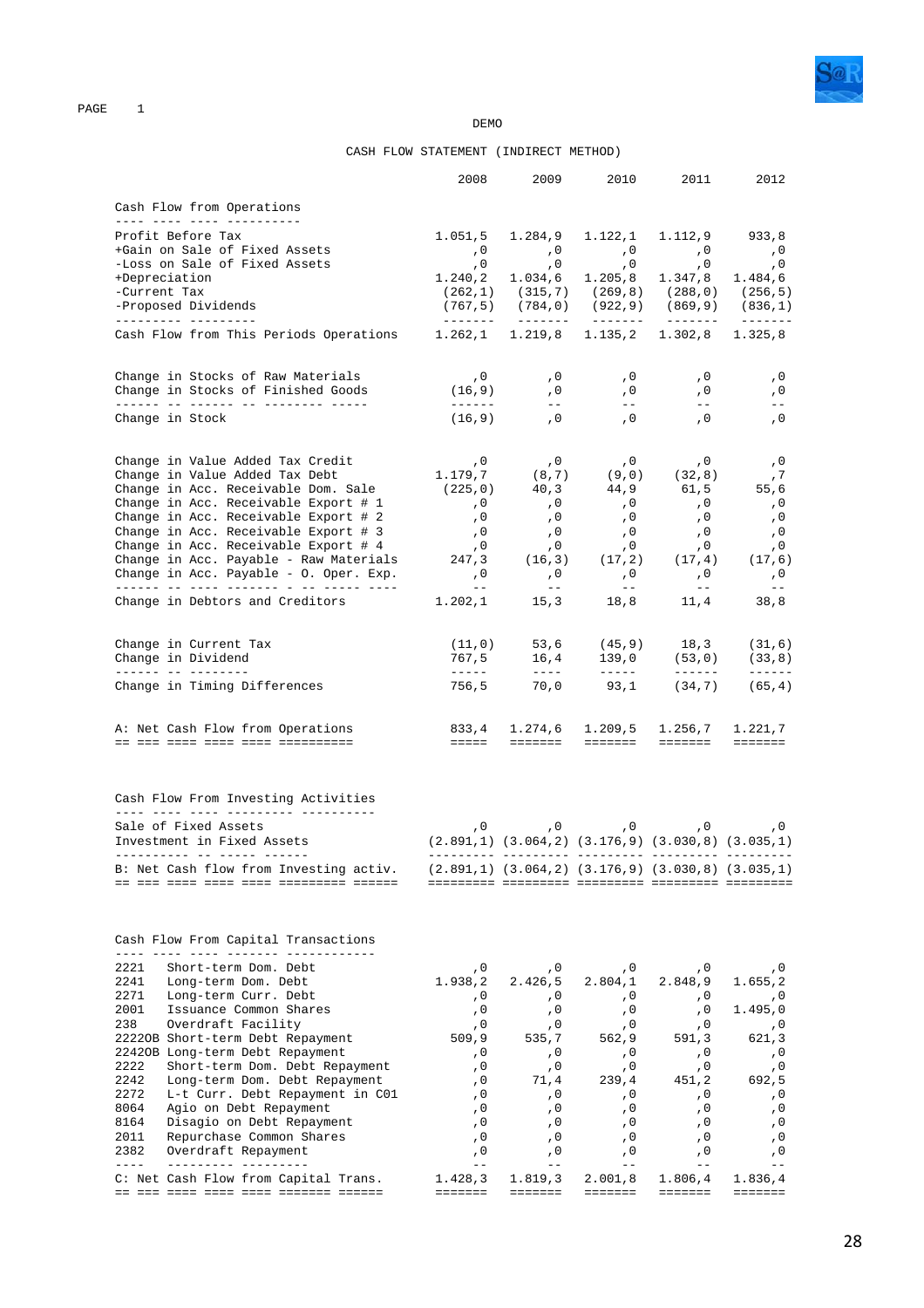DEMO

# CASH FLOW STATEMENT (INDIRECT METHOD)

| | 2008 | 2009 | 2010 | 2011 | 2012 |
|---|---|---|---|---|---|
| **Cash Flow from Operations** | | | | | |
| Profit Before Tax | 1.051,5 | 1.284,9 | 1.122,1 | 1.112,9 | 933,8 |
| +Gain on Sale of Fixed Assets | ,0 | ,0 | ,0 | ,0 | ,0 |
| -Loss on Sale of Fixed Assets | ,0 | ,0 | ,0 | ,0 | ,0 |
| +Depreciation | 1.240,2 | 1.034,6 | 1.205,8 | 1.347,8 | 1.484,6 |
| -Current Tax | (262,1) | (315,7) | (269,8) | (288,0) | (256,5) |
| -Proposed Dividends | (767,5) | (784,0) | (922,9) | (869,9) | (836,1) |
| Cash Flow from This Periods Operations | 1.262,1 | 1.219,8 | 1.135,2 | 1.302,8 | 1.325,8 |
| | | | | | |
| Change in Stocks of Raw Materials | ,0 | ,0 | ,0 | ,0 | ,0 |
| Change in Stocks of Finished Goods | (16,9) | ,0 | ,0 | ,0 | ,0 |
| Change in Stock | (16,9) | ,0 | ,0 | ,0 | ,0 |
| | | | | | |
| Change in Value Added Tax Credit | ,0 | ,0 | ,0 | ,0 | ,0 |
| Change in Value Added Tax Debt | 1.179,7 | (8,7) | (9,0) | (32,8) | ,7 |
| Change in Acc. Receivable Dom. Sale | (225,0) | 40,3 | 44,9 | 61,5 | 55,6 |
| Change in Acc. Receivable Export # 1 | ,0 | ,0 | ,0 | ,0 | ,0 |
| Change in Acc. Receivable Export # 2 | ,0 | ,0 | ,0 | ,0 | ,0 |
| Change in Acc. Receivable Export # 3 | ,0 | ,0 | ,0 | ,0 | ,0 |
| Change in Acc. Receivable Export # 4 | ,0 | ,0 | ,0 | ,0 | ,0 |
| Change in Acc. Payable - Raw Materials | 247,3 | (16,3) | (17,2) | (17,4) | (17,6) |
| Change in Acc. Payable - O. Oper. Exp. | ,0 | ,0 | ,0 | ,0 | ,0 |
| Change in Debtors and Creditors | 1.202,1 | 15,3 | 18,8 | 11,4 | 38,8 |
| | | | | | |
| Change in Current Tax | (11,0) | 53,6 | (45,9) | 18,3 | (31,6) |
| Change in Dividend | 767,5 | 16,4 | 139,0 | (53,0) | (33,8) |
| Change in Timing Differences | 756,5 | 70,0 | 93,1 | (34,7) | (65,4) |
| | | | | | |
| **A: Net Cash Flow from Operations** | 833,4 | 1.274,6 | 1.209,5 | 1.256,7 | 1.221,7 |
| | | | | | |
| **Cash Flow From Investing Activities** | | | | | |
| Sale of Fixed Assets | ,0 | ,0 | ,0 | ,0 | ,0 |
| Investment in Fixed Assets | (2.891,1) | (3.064,2) | (3.176,9) | (3.030,8) | (3.035,1) |
| **B: Net Cash flow from Investing activ.** | (2.891,1) | (3.064,2) | (3.176,9) | (3.030,8) | (3.035,1) |
| | | | | | |
| **Cash Flow From Capital Transactions** | | | | | |
| 2221 Short-term Dom. Debt | ,0 | ,0 | ,0 | ,0 | ,0 |
| 2241 Long-term Dom. Debt | 1.938,2 | 2.426,5 | 2.804,1 | 2.848,9 | 1.655,2 |
| 2271 Long-term Curr. Debt | ,0 | ,0 | ,0 | ,0 | ,0 |
| 2001 Issuance Common Shares | ,0 | ,0 | ,0 | ,0 | 1.495,0 |
| 238 Overdraft Facility | ,0 | ,0 | ,0 | ,0 | ,0 |
| 22220B Short-term Debt Repayment | 509,9 | 535,7 | 562,9 | 591,3 | 621,3 |
| 22420B Long-term Debt Repayment | ,0 | ,0 | ,0 | ,0 | ,0 |
| 2222 Short-term Dom. Debt Repayment | ,0 | ,0 | ,0 | ,0 | ,0 |
| 2242 Long-term Dom. Debt Repayment | ,0 | 71,4 | 239,4 | 451,2 | 692,5 |
| 2272 L-t Curr. Debt Repayment in C01 | ,0 | ,0 | ,0 | ,0 | ,0 |
| 8064 Agio on Debt Repayment | ,0 | ,0 | ,0 | ,0 | ,0 |
| 8164 Disagio on Debt Repayment | ,0 | ,0 | ,0 | ,0 | ,0 |
| 2011 Repurchase Common Shares | ,0 | ,0 | ,0 | ,0 | ,0 |
| 2382 Overdraft Repayment | ,0 | ,0 | ,0 | ,0 | ,0 |
| **C: Net Cash Flow from Capital Trans.** | 1.428,3 | 1.819,3 | 2.001,8 | 1.806,4 | 1.836,4 |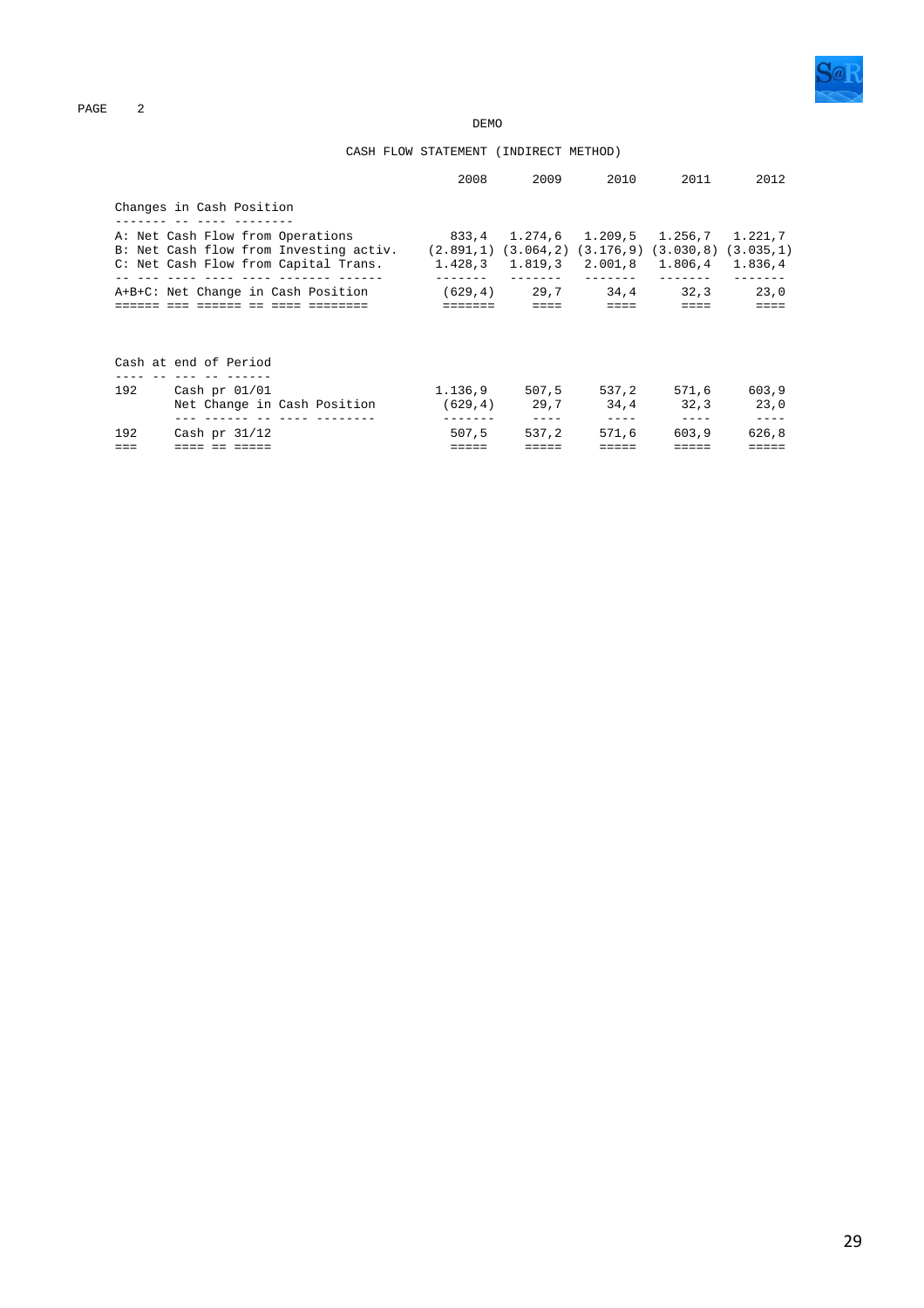DEMO

## CASH FLOW STATEMENT (INDIRECT METHOD)

| | 2008 | 2009 | 2010 | 2011 | 2012 |
|---|---|---|---|---|---|
| **Changes in Cash Position** | | | | | |
| A: Net Cash Flow from Operations | 833,4 | 1.274,6 | 1.209,5 | 1.256,7 | 1.221,7 |
| B: Net Cash flow from Investing activ. | (2.891,1) | (3.064,2) | (3.176,9) | (3.030,8) | (3.035,1) |
| C: Net Cash Flow from Capital Trans. | 1.428,3 | 1.819,3 | 2.001,8 | 1.806,4 | 1.836,4 |
| A+B+C: Net Change in Cash Position | (629,4) | 29,7 | 34,4 | 32,3 | 23,0 |

| | | 2008 | 2009 | 2010 | 2011 | 2012 |
|---|---|---|---|---|---|---|
| **Cash at end of Period** | | | | | | |
| 192 | Cash pr 01/01 | 1.136,9 | 507,5 | 537,2 | 571,6 | 603,9 |
| | Net Change in Cash Position | (629,4) | 29,7 | 34,4 | 32,3 | 23,0 |
| 192 | Cash pr 31/12 | 507,5 | 537,2 | 571,6 | 603,9 | 626,8 |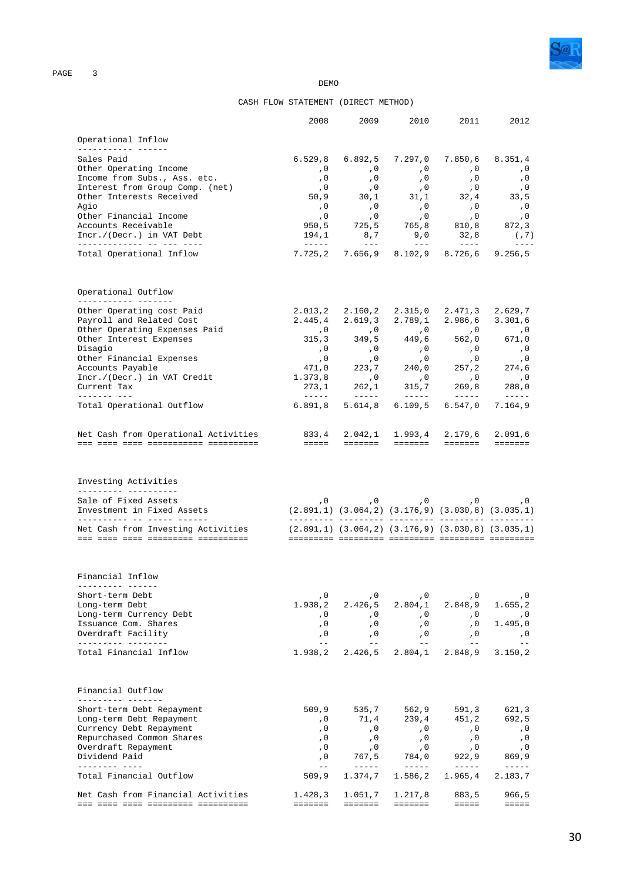DEMO

# CASH FLOW STATEMENT (DIRECT METHOD)

| | 2008 | 2009 | 2010 | 2011 | 2012 |
|---|---|---|---|---|---|
| **Operational Inflow** | | | | | |
| Sales Paid | 6.529,8 | 6.892,5 | 7.297,0 | 7.850,6 | 8.351,4 |
| Other Operating Income | ,0 | ,0 | ,0 | ,0 | ,0 |
| Income from Subs., Ass. etc. | ,0 | ,0 | ,0 | ,0 | ,0 |
| Interest from Group Comp. (net) | ,0 | ,0 | ,0 | ,0 | ,0 |
| Other Interests Received | 50,9 | 30,1 | 31,1 | 32,4 | 33,5 |
| Agio | ,0 | ,0 | ,0 | ,0 | ,0 |
| Other Financial Income | ,0 | ,0 | ,0 | ,0 | ,0 |
| Accounts Receivable | 950,5 | 725,5 | 765,8 | 810,8 | 872,3 |
| Incr./(Decr.) in VAT Debt | 194,1 | 8,7 | 9,0 | 32,8 | (,7) |
| Total Operational Inflow | 7.725,2 | 7.656,9 | 8.102,9 | 8.726,6 | 9.256,5 |
| **Operational Outflow** | | | | | |
| Other Operating cost Paid | 2.013,2 | 2.160,2 | 2.315,0 | 2.471,3 | 2.629,7 |
| Payroll and Related Cost | 2.445,4 | 2.619,3 | 2.789,1 | 2.986,6 | 3.301,6 |
| Other Operating Expenses Paid | ,0 | ,0 | ,0 | ,0 | ,0 |
| Other Interest Expenses | 315,3 | 349,5 | 449,6 | 562,0 | 671,0 |
| Disagio | ,0 | ,0 | ,0 | ,0 | ,0 |
| Other Financial Expenses | ,0 | ,0 | ,0 | ,0 | ,0 |
| Accounts Payable | 471,0 | 223,7 | 240,0 | 257,2 | 274,6 |
| Incr./(Decr.) in VAT Credit | 1.373,8 | ,0 | ,0 | ,0 | ,0 |
| Current Tax | 273,1 | 262,1 | 315,7 | 269,8 | 288,0 |
| Total Operational Outflow | 6.891,8 | 5.614,8 | 6.109,5 | 6.547,0 | 7.164,9 |
| **Net Cash from Operational Activities** | 833,4 | 2.042,1 | 1.993,4 | 2.179,6 | 2.091,6 |
| **Investing Activities** | | | | | |
| Sale of Fixed Assets | ,0 | ,0 | ,0 | ,0 | ,0 |
| Investment in Fixed Assets | (2.891,1) | (3.064,2) | (3.176,9) | (3.030,8) | (3.035,1) |
| **Net Cash from Investing Activities** | (2.891,1) | (3.064,2) | (3.176,9) | (3.030,8) | (3.035,1) |
| **Financial Inflow** | | | | | |
| Short-term Debt | ,0 | ,0 | ,0 | ,0 | ,0 |
| Long-term Debt | 1.938,2 | 2.426,5 | 2.804,1 | 2.848,9 | 1.655,2 |
| Long-term Currency Debt | ,0 | ,0 | ,0 | ,0 | ,0 |
| Issuance Com. Shares | ,0 | ,0 | ,0 | ,0 | 1.495,0 |
| Overdraft Facility | ,0 | ,0 | ,0 | ,0 | ,0 |
| Total Financial Inflow | 1.938,2 | 2.426,5 | 2.804,1 | 2.848,9 | 3.150,2 |
| **Financial Outflow** | | | | | |
| Short-term Debt Repayment | 509,9 | 535,7 | 562,9 | 591,3 | 621,3 |
| Long-term Debt Repayment | ,0 | 71,4 | 239,4 | 451,2 | 692,5 |
| Currency Debt Repayment | ,0 | ,0 | ,0 | ,0 | ,0 |
| Repurchased Common Shares | ,0 | ,0 | ,0 | ,0 | ,0 |
| Overdraft Repayment | ,0 | ,0 | ,0 | ,0 | ,0 |
| Dividend Paid | ,0 | 767,5 | 784,0 | 922,9 | 869,9 |
| Total Financial Outflow | 509,9 | 1.374,7 | 1.586,2 | 1.965,4 | 2.183,7 |
| **Net Cash from Financial Activities** | 1.428,3 | 1.051,7 | 1.217,8 | 883,5 | 966,5 |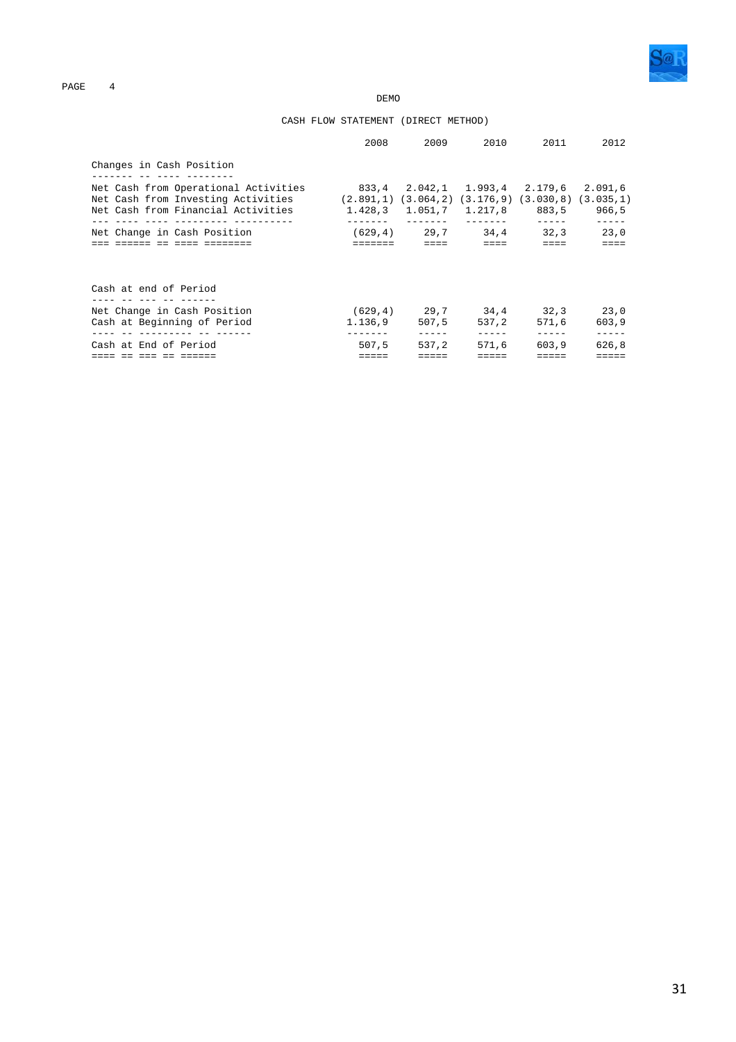DEMO

# CASH FLOW STATEMENT (DIRECT METHOD)

| | 2008 | 2009 | 2010 | 2011 | 2012 |
|---|---|---|---|---|---|
| **Changes in Cash Position** | | | | | |
| Net Cash from Operational Activities | 833,4 | 2.042,1 | 1.993,4 | 2.179,6 | 2.091,6 |
| Net Cash from Investing Activities | (2.891,1) | (3.064,2) | (3.176,9) | (3.030,8) | (3.035,1) |
| Net Cash from Financial Activities | 1.428,3 | 1.051,7 | 1.217,8 | 883,5 | 966,5 |
| Net Change in Cash Position | (629,4) | 29,7 | 34,4 | 32,3 | 23,0 |

| | 2008 | 2009 | 2010 | 2011 | 2012 |
|---|---|---|---|---|---|
| **Cash at end of Period** | | | | | |
| Net Change in Cash Position | (629,4) | 29,7 | 34,4 | 32,3 | 23,0 |
| Cash at Beginning of Period | 1.136,9 | 507,5 | 537,2 | 571,6 | 603,9 |
| Cash at End of Period | 507,5 | 537,2 | 571,6 | 603,9 | 626,8 |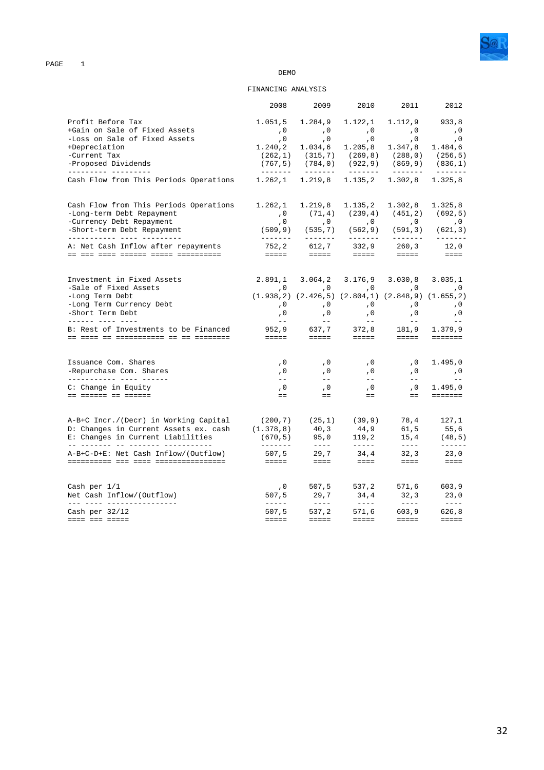DEMO

FINANCING ANALYSIS

| | 2008 | 2009 | 2010 | 2011 | 2012 |
|---|---|---|---|---|---|
| Profit Before Tax | 1.051,5 | 1.284,9 | 1.122,1 | 1.112,9 | 933,8 |
| +Gain on Sale of Fixed Assets | ,0 | ,0 | ,0 | ,0 | ,0 |
| -Loss on Sale of Fixed Assets | ,0 | ,0 | ,0 | ,0 | ,0 |
| +Depreciation | 1.240,2 | 1.034,6 | 1.205,8 | 1.347,8 | 1.484,6 |
| -Current Tax | (262,1) | (315,7) | (269,8) | (288,0) | (256,5) |
| -Proposed Dividends | (767,5) | (784,0) | (922,9) | (869,9) | (836,1) |
| Cash Flow from This Periods Operations | 1.262,1 | 1.219,8 | 1.135,2 | 1.302,8 | 1.325,8 |
| | | | | | |
| Cash Flow from This Periods Operations | 1.262,1 | 1.219,8 | 1.135,2 | 1.302,8 | 1.325,8 |
| -Long-term Debt Repayment | ,0 | (71,4) | (239,4) | (451,2) | (692,5) |
| -Currency Debt Repayment | ,0 | ,0 | ,0 | ,0 | ,0 |
| -Short-term Debt Repayment | (509,9) | (535,7) | (562,9) | (591,3) | (621,3) |
| A: Net Cash Inflow after repayments | 752,2 | 612,7 | 332,9 | 260,3 | 12,0 |
| | | | | | |
| Investment in Fixed Assets | 2.891,1 | 3.064,2 | 3.176,9 | 3.030,8 | 3.035,1 |
| -Sale of Fixed Assets | ,0 | ,0 | ,0 | ,0 | ,0 |
| -Long Term Debt | (1.938,2) | (2.426,5) | (2.804,1) | (2.848,9) | (1.655,2) |
| -Long Term Currency Debt | ,0 | ,0 | ,0 | ,0 | ,0 |
| -Short Term Debt | ,0 | ,0 | ,0 | ,0 | ,0 |
| B: Rest of Investments to be Financed | 952,9 | 637,7 | 372,8 | 181,9 | 1.379,9 |
| | | | | | |
| Issuance Com. Shares | ,0 | ,0 | ,0 | ,0 | 1.495,0 |
| -Repurchase Com. Shares | ,0 | ,0 | ,0 | ,0 | ,0 |
| C: Change in Equity | ,0 | ,0 | ,0 | ,0 | 1.495,0 |
| | | | | | |
| A-B+C Incr./(Decr) in Working Capital | (200,7) | (25,1) | (39,9) | 78,4 | 127,1 |
| D: Changes in Current Assets ex. cash | (1.378,8) | 40,3 | 44,9 | 61,5 | 55,6 |
| E: Changes in Current Liabilities | (670,5) | 95,0 | 119,2 | 15,4 | (48,5) |
| A-B+C-D+E: Net Cash Inflow/(Outflow) | 507,5 | 29,7 | 34,4 | 32,3 | 23,0 |
| | | | | | |
| Cash per 1/1 | ,0 | 507,5 | 537,2 | 571,6 | 603,9 |
| Net Cash Inflow/(Outflow) | 507,5 | 29,7 | 34,4 | 32,3 | 23,0 |
| Cash per 32/12 | 507,5 | 537,2 | 571,6 | 603,9 | 626,8 |